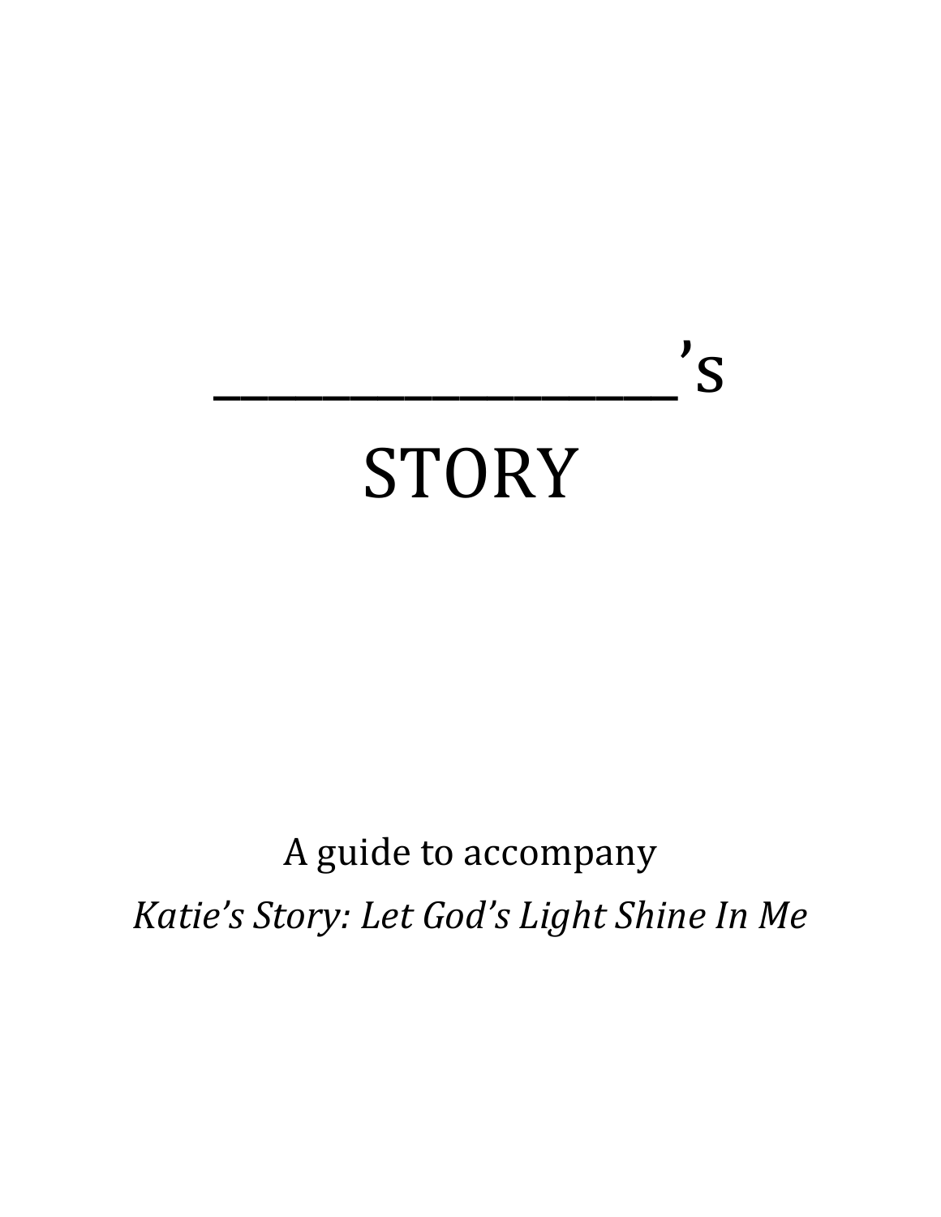# ________________'s STORY

A guide to accompany

*Katie's Story: Let God's Light Shine In Me*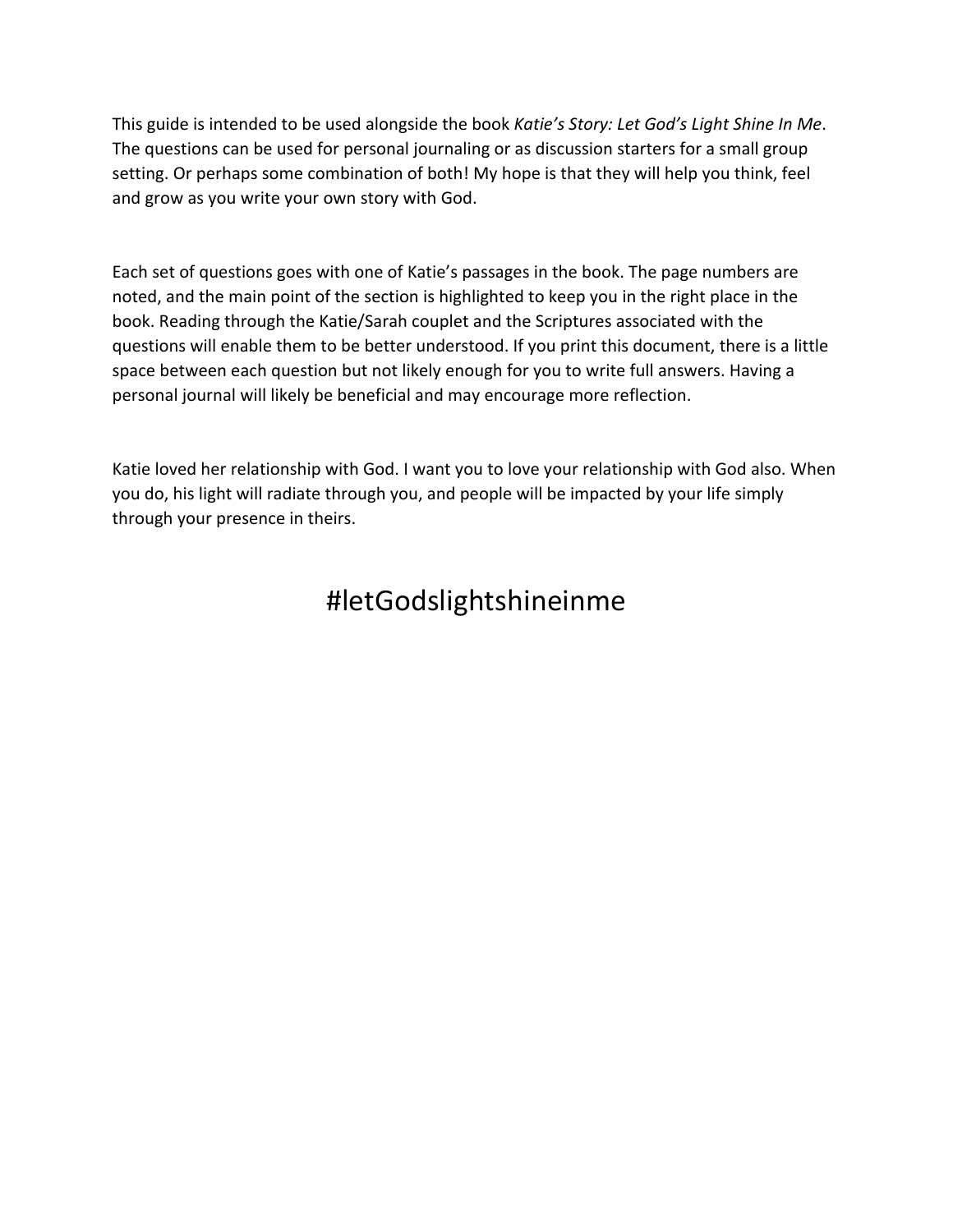This guide is intended to be used alongside the book *Katie's Story: Let God's Light Shine In Me*. The questions can be used for personal journaling or as discussion starters for a small group setting. Or perhaps some combination of both! My hope is that they will help you think, feel and grow as you write your own story with God.

Each set of questions goes with one of Katie's passages in the book. The page numbers are noted, and the main point of the section is highlighted to keep you in the right place in the book. Reading through the Katie/Sarah couplet and the Scriptures associated with the questions will enable them to be better understood. If you print this document, there is a little space between each question but not likely enough for you to write full answers. Having a personal journal will likely be beneficial and may encourage more reflection.

Katie loved her relationship with God. I want you to love your relationship with God also. When you do, his light will radiate through you, and people will be impacted by your life simply through your presence in theirs.

#letGodslightshineinme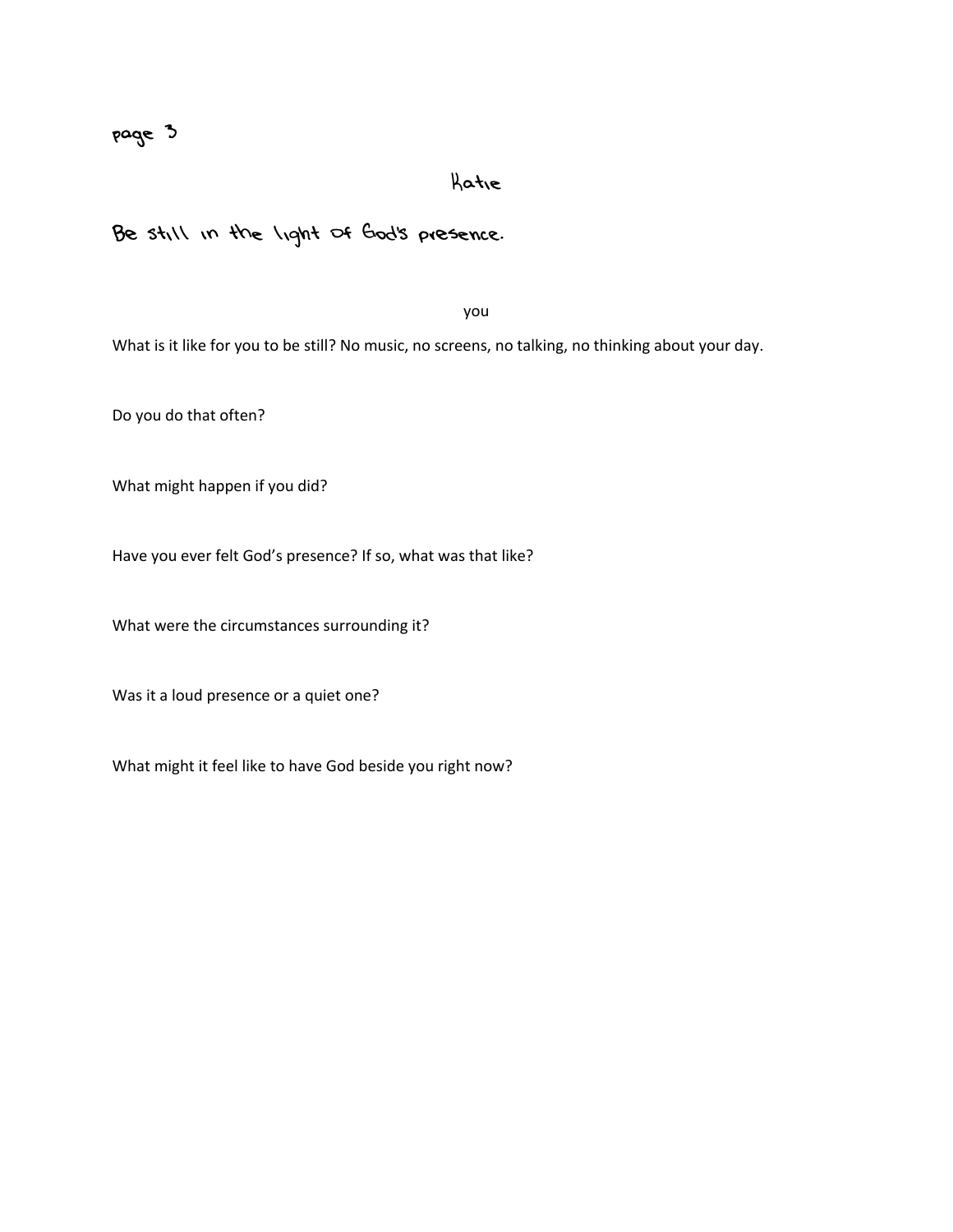page 3

Katie

Be still in the light of God's presence.

you

What is it like for you to be still? No music, no screens, no talking, no thinking about your day.

Do you do that often?

What might happen if you did?

Have you ever felt God's presence? If so, what was that like?

What were the circumstances surrounding it?

Was it a loud presence or a quiet one?

What might it feel like to have God beside you right now?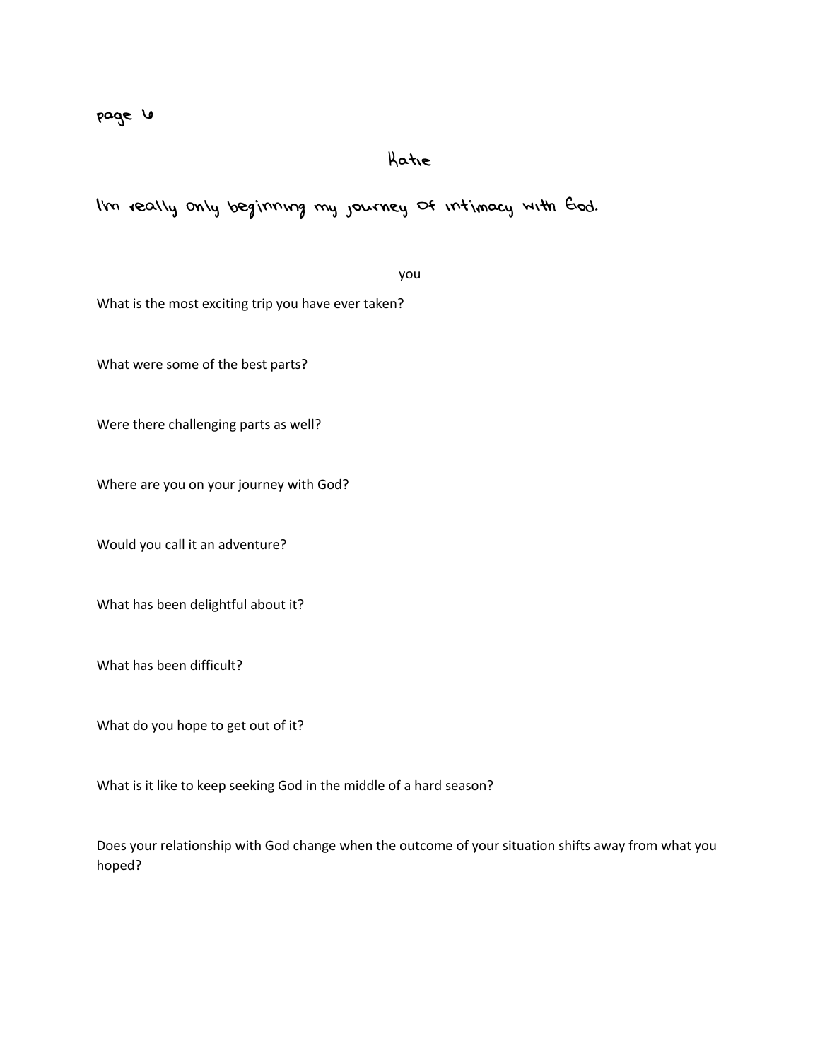page 6

## Katie

I'm really only beginning my journey of intimacy with God.

you

What is the most exciting trip you have ever taken?

What were some of the best parts?

Were there challenging parts as well?

Where are you on your journey with God?

Would you call it an adventure?

What has been delightful about it?

What has been difficult?

What do you hope to get out of it?

What is it like to keep seeking God in the middle of a hard season?

Does your relationship with God change when the outcome of your situation shifts away from what you hoped?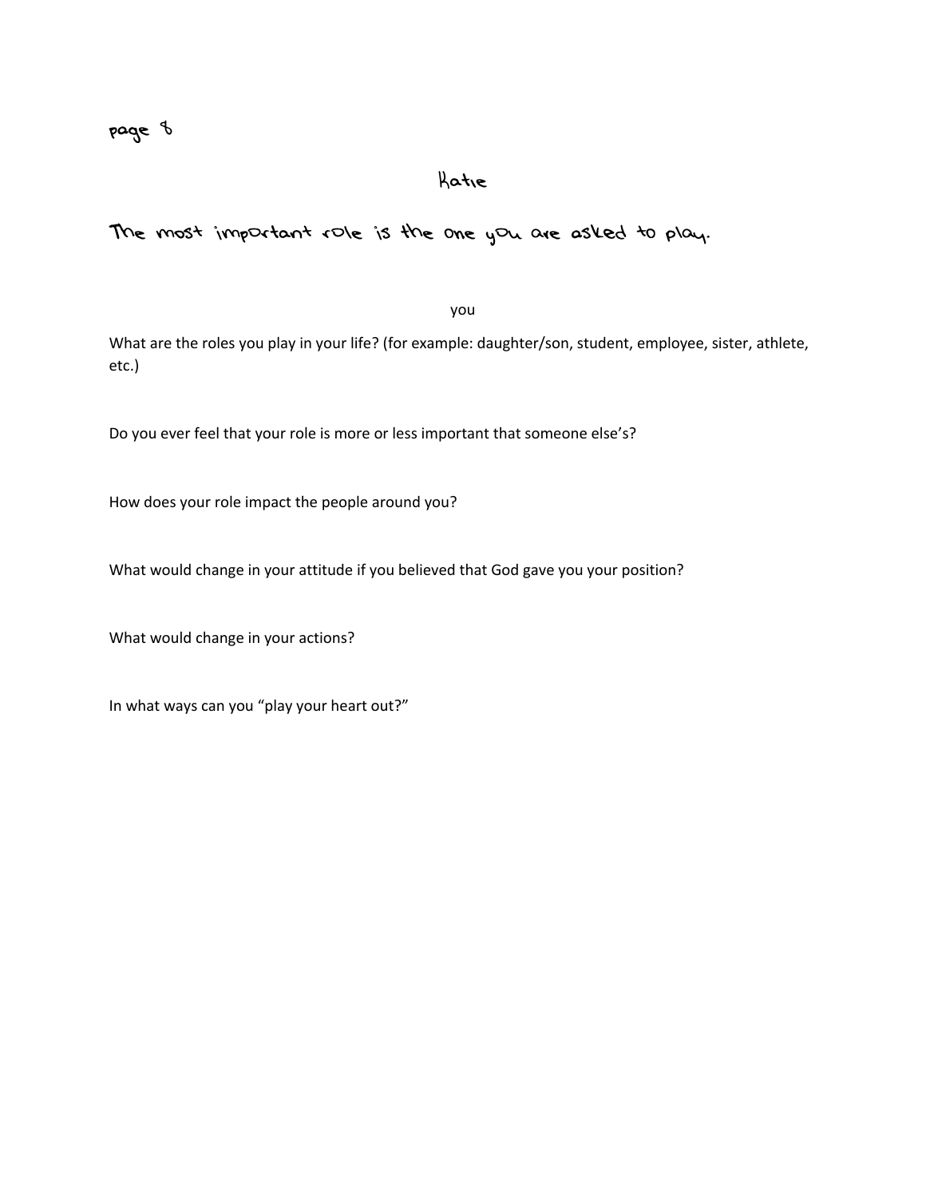page 8

## Katie

### The most important role is the one you are asked to play.

you

What are the roles you play in your life? (for example: daughter/son, student, employee, sister, athlete, etc.)

Do you ever feel that your role is more or less important that someone else's?

How does your role impact the people around you?

What would change in your attitude if you believed that God gave you your position?

What would change in your actions?

In what ways can you "play your heart out?"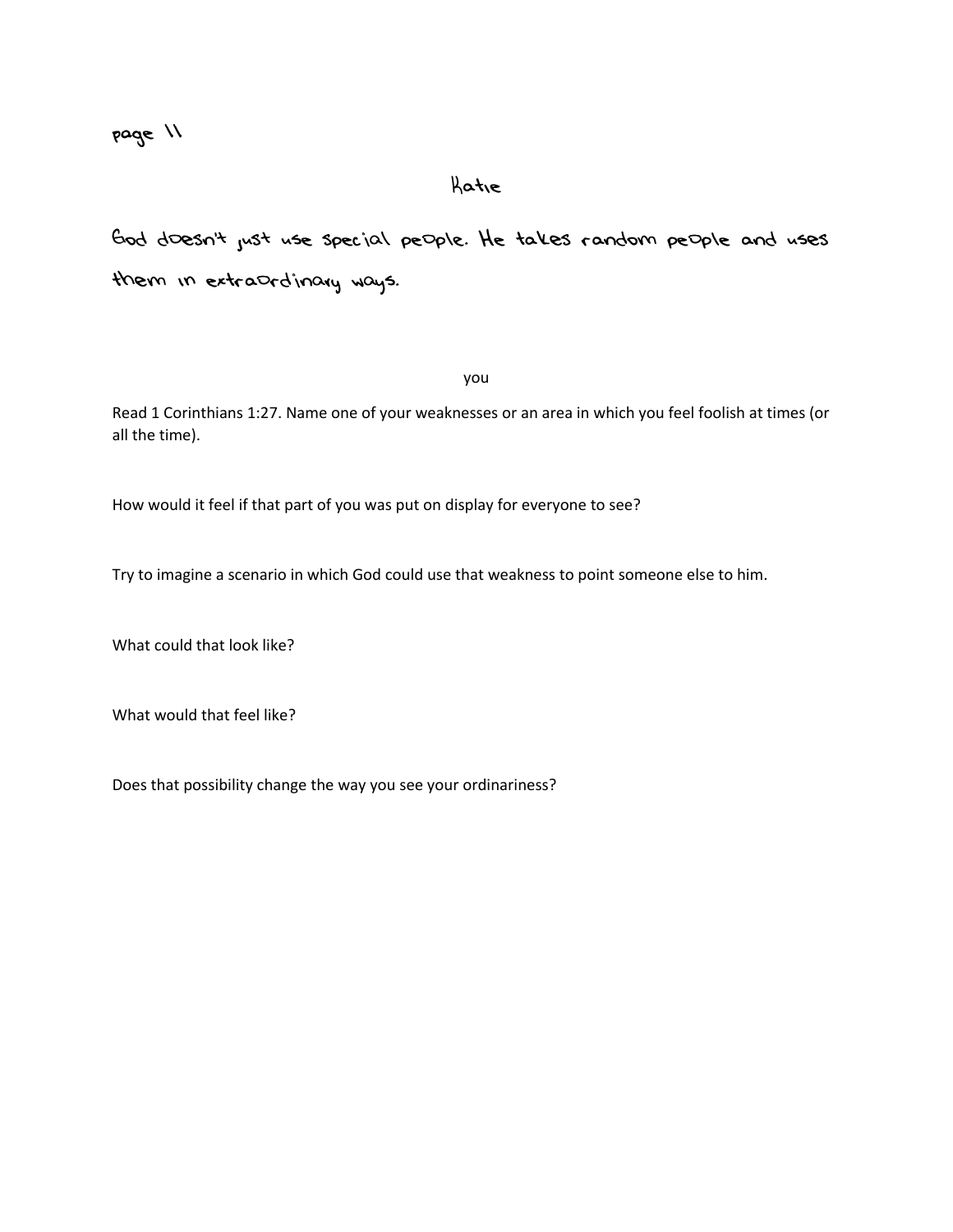page 11

## Katie

God doesn't just use special people. He takes random people and uses them in extraordinary ways.

you

Read 1 Corinthians 1:27. Name one of your weaknesses or an area in which you feel foolish at times (or all the time).

How would it feel if that part of you was put on display for everyone to see?

Try to imagine a scenario in which God could use that weakness to point someone else to him.

What could that look like?

What would that feel like?

Does that possibility change the way you see your ordinariness?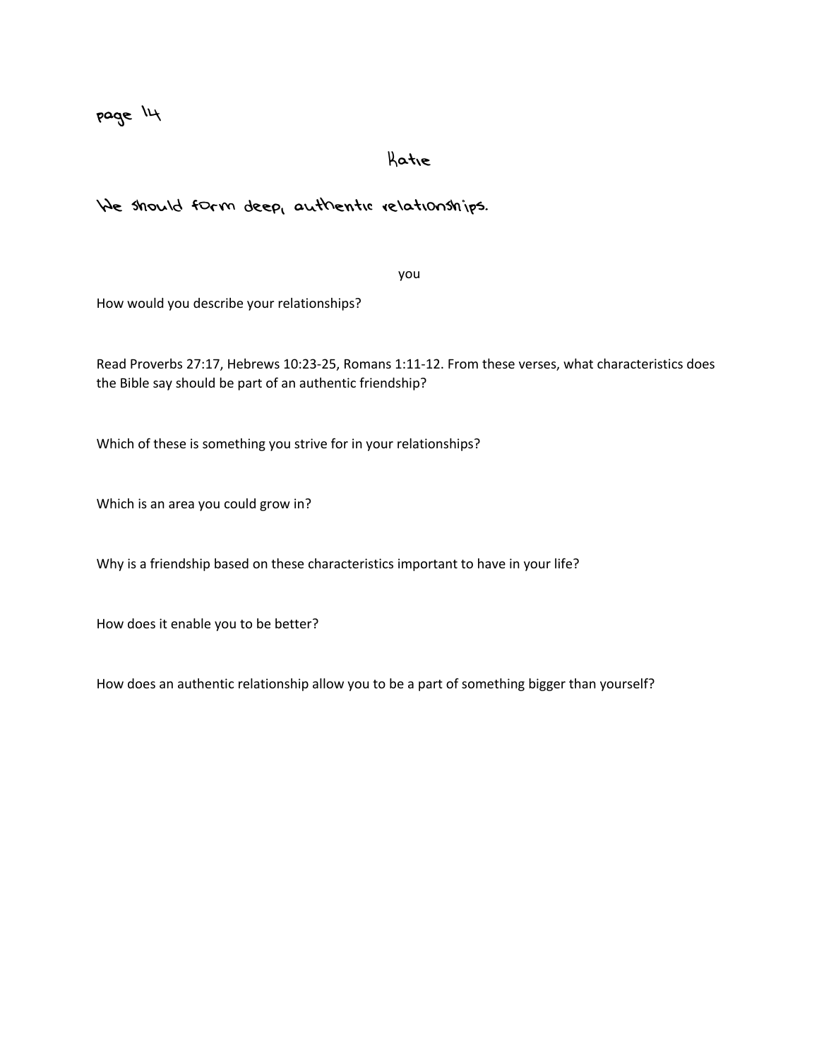page 14

Katie

We should form deep, authentic relationships.

you

How would you describe your relationships?

Read Proverbs 27:17, Hebrews 10:23-25, Romans 1:11-12. From these verses, what characteristics does the Bible say should be part of an authentic friendship?

Which of these is something you strive for in your relationships?

Which is an area you could grow in?

Why is a friendship based on these characteristics important to have in your life?

How does it enable you to be better?

How does an authentic relationship allow you to be a part of something bigger than yourself?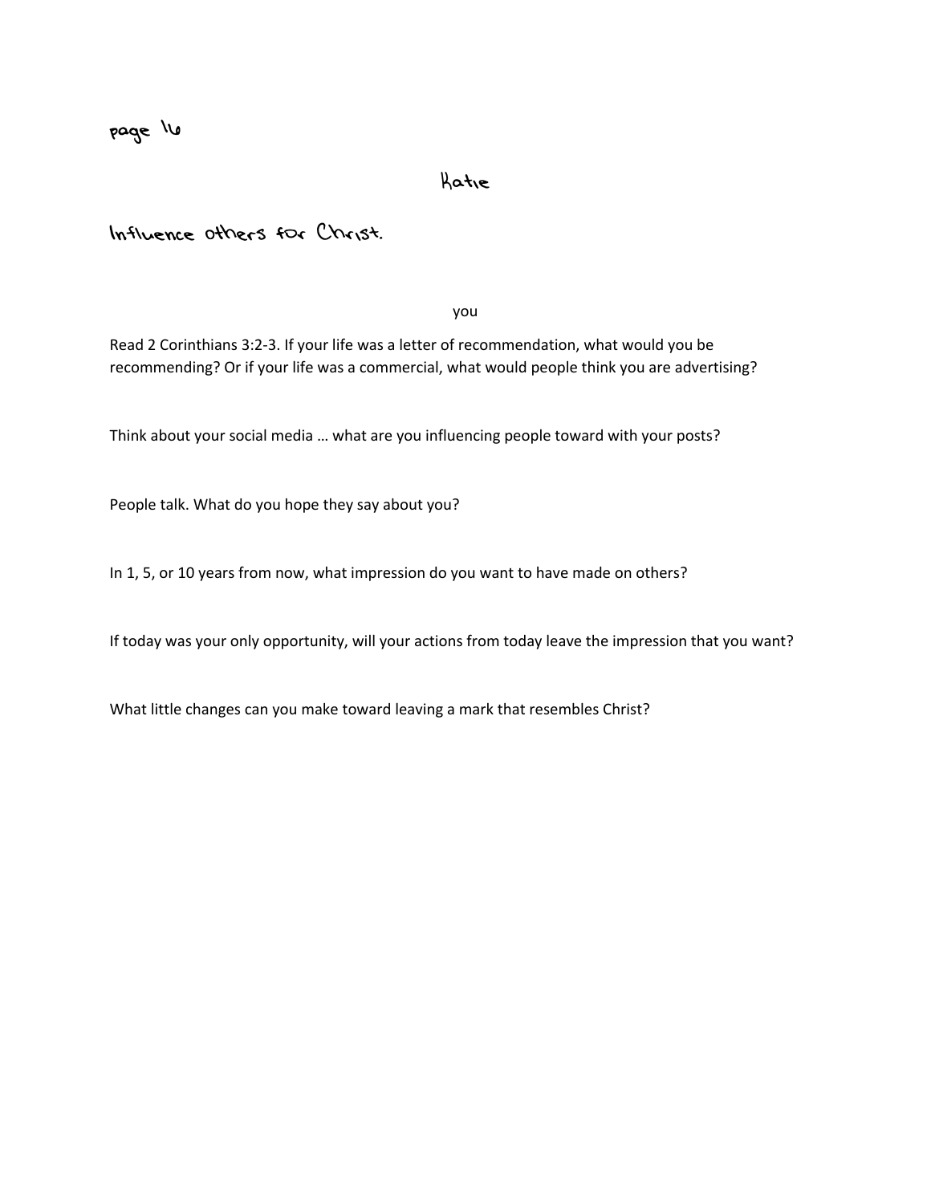page 16

Katie

Influence others for Christ.

you

Read 2 Corinthians 3:2-3. If your life was a letter of recommendation, what would you be recommending? Or if your life was a commercial, what would people think you are advertising?

Think about your social media … what are you influencing people toward with your posts?

People talk. What do you hope they say about you?

In 1, 5, or 10 years from now, what impression do you want to have made on others?

If today was your only opportunity, will your actions from today leave the impression that you want?

What little changes can you make toward leaving a mark that resembles Christ?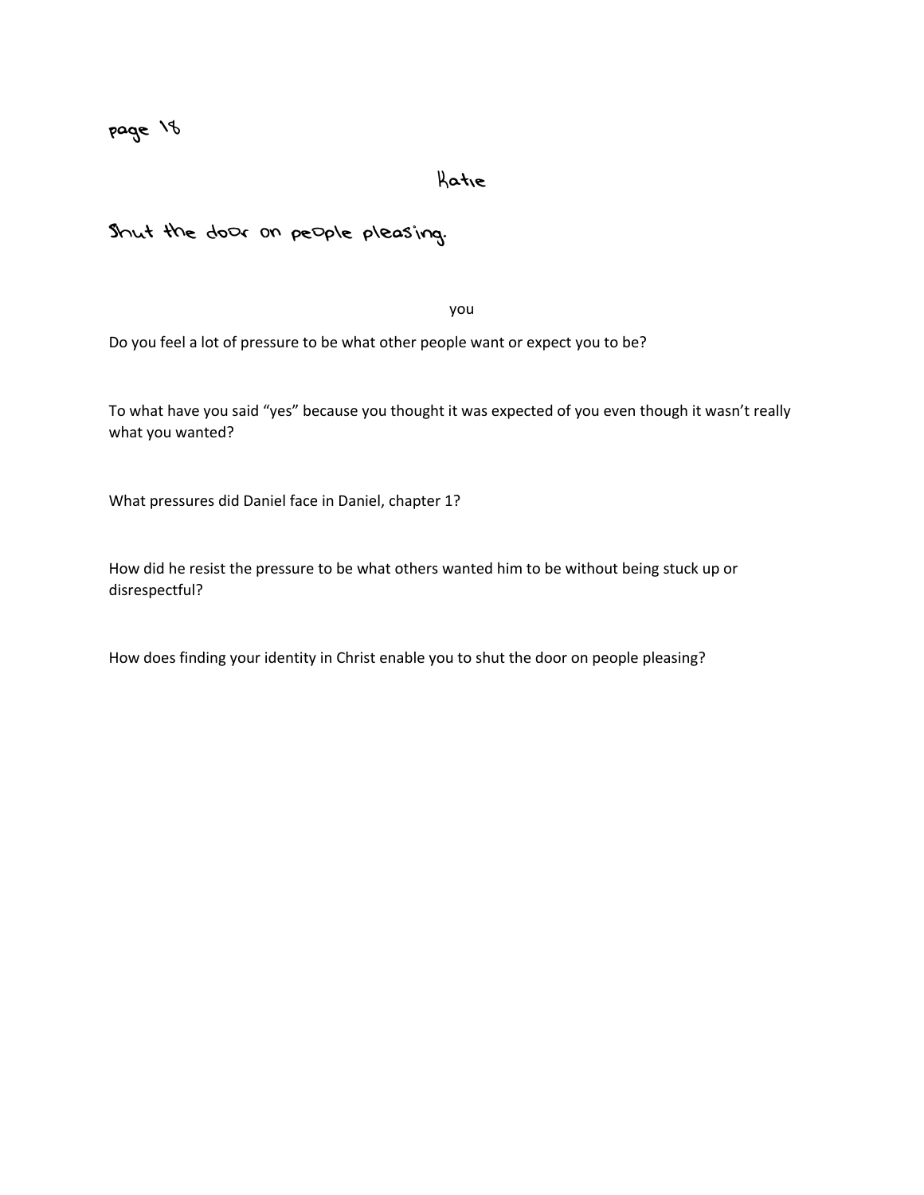page 18

Katie

## Shut the door on people pleasing.

you

Do you feel a lot of pressure to be what other people want or expect you to be?

To what have you said “yes” because you thought it was expected of you even though it wasn’t really what you wanted?

What pressures did Daniel face in Daniel, chapter 1?

How did he resist the pressure to be what others wanted him to be without being stuck up or disrespectful?

How does finding your identity in Christ enable you to shut the door on people pleasing?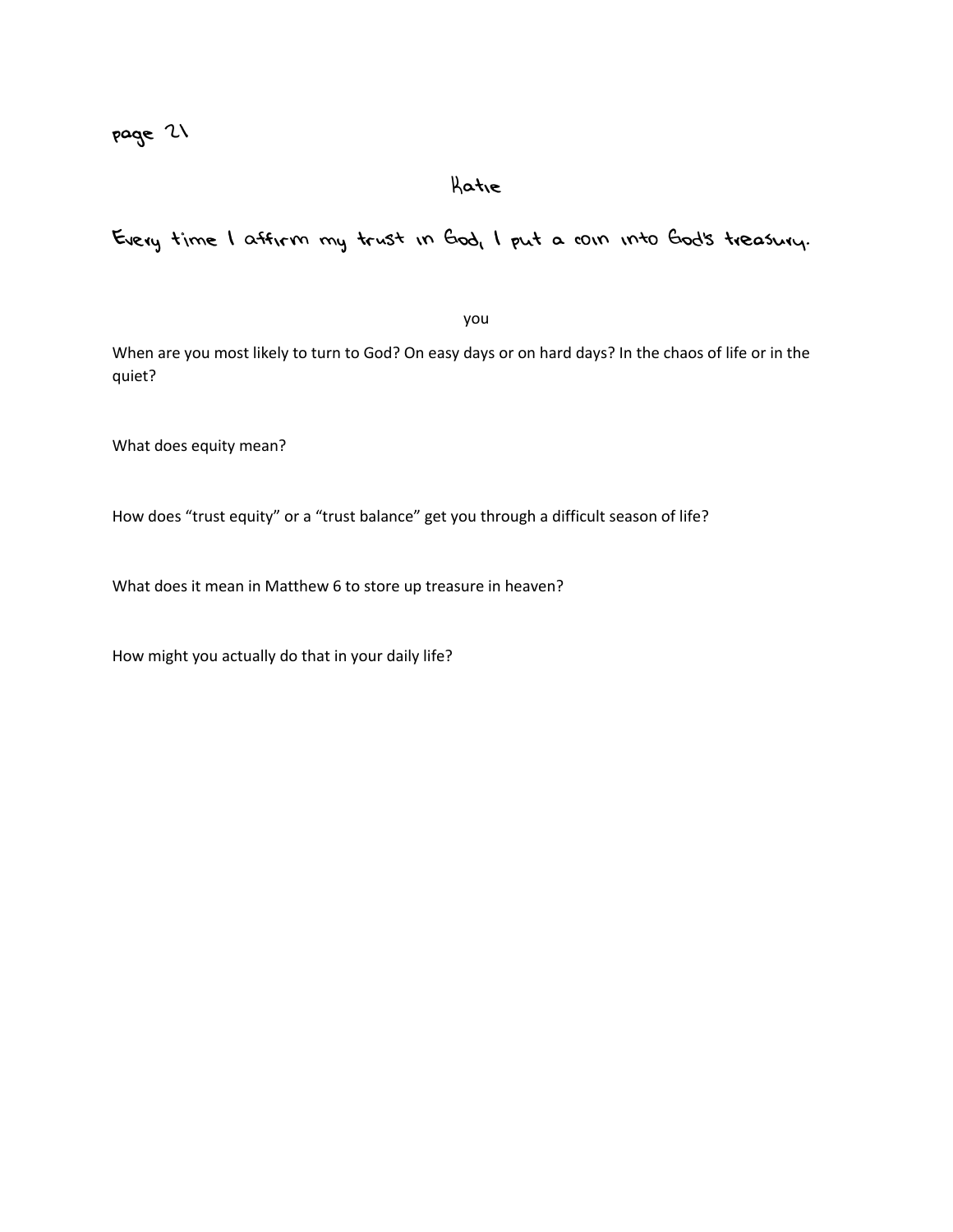page 21

## Katie

**Every time I affirm my trust in God, I put a coin into God's treasury.**

you

When are you most likely to turn to God? On easy days or on hard days? In the chaos of life or in the quiet?

What does equity mean?

How does "trust equity" or a "trust balance" get you through a difficult season of life?

What does it mean in Matthew 6 to store up treasure in heaven?

How might you actually do that in your daily life?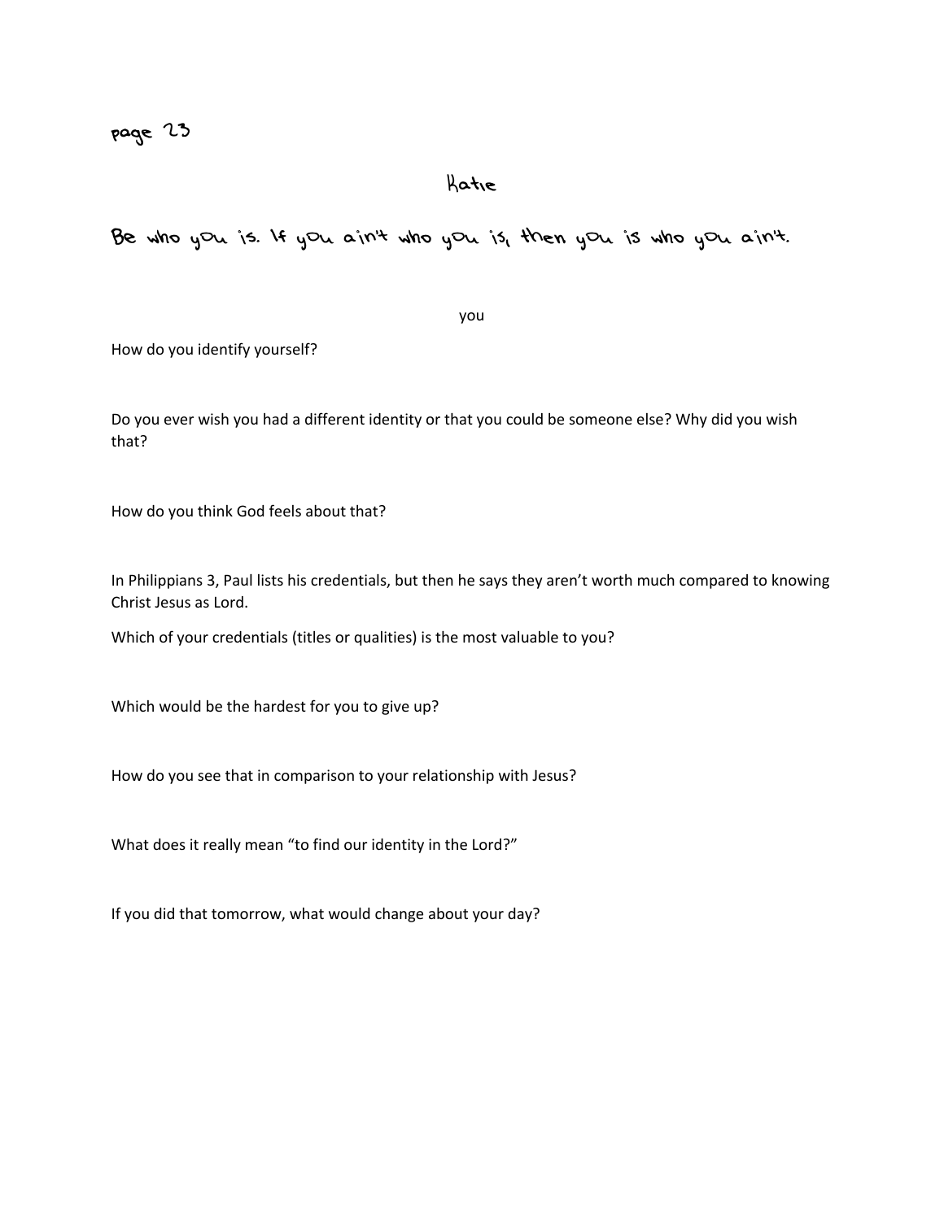page 23

## Katie

**Be who you is. If you ain't who you is, then you is who you ain't.**

you

How do you identify yourself?

Do you ever wish you had a different identity or that you could be someone else? Why did you wish that?

How do you think God feels about that?

In Philippians 3, Paul lists his credentials, but then he says they aren't worth much compared to knowing Christ Jesus as Lord.

Which of your credentials (titles or qualities) is the most valuable to you?

Which would be the hardest for you to give up?

How do you see that in comparison to your relationship with Jesus?

What does it really mean "to find our identity in the Lord?"

If you did that tomorrow, what would change about your day?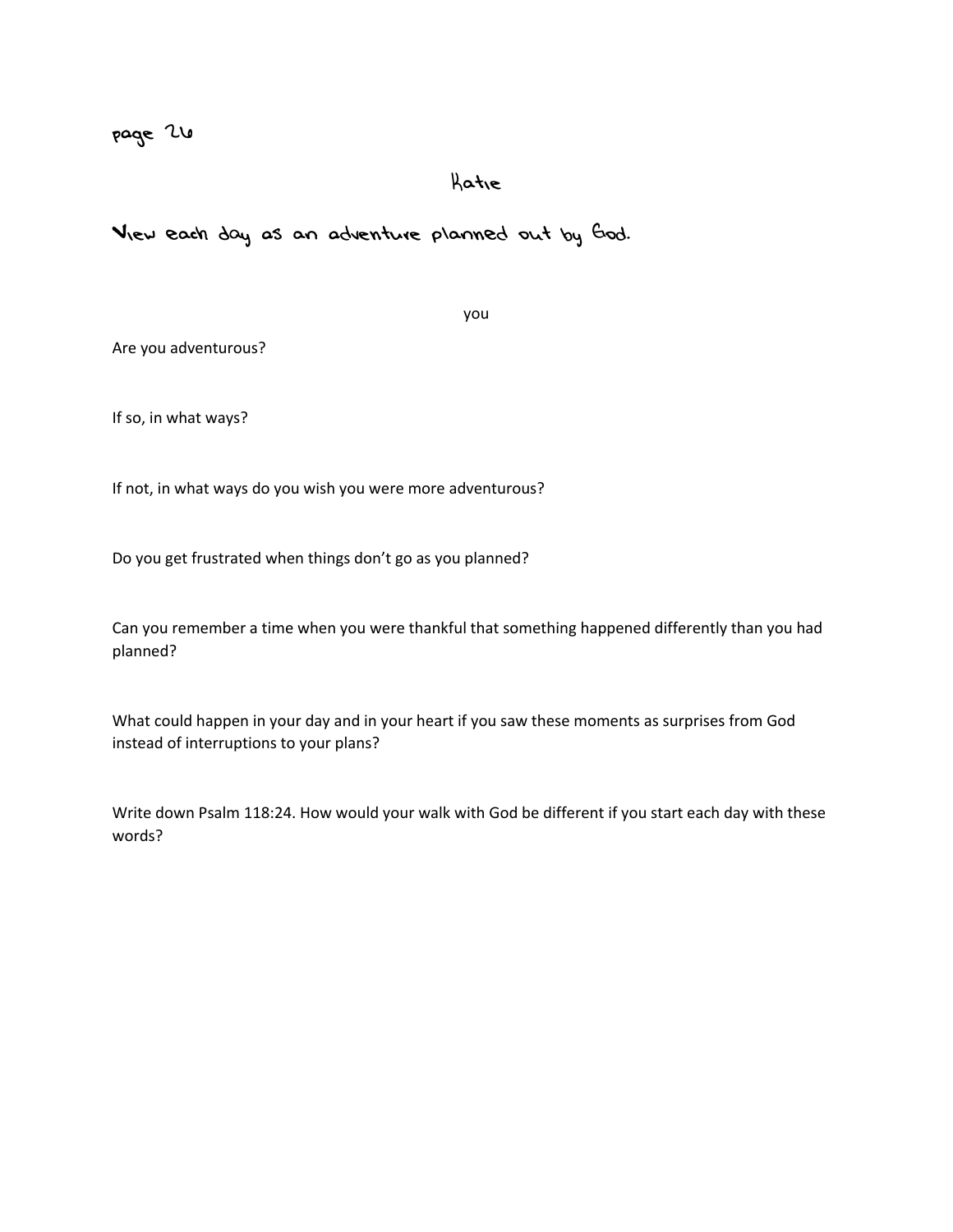page 26

## Katie

**View each day as an adventure planned out by God.**

you

Are you adventurous?

If so, in what ways?

If not, in what ways do you wish you were more adventurous?

Do you get frustrated when things don't go as you planned?

Can you remember a time when you were thankful that something happened differently than you had planned?

What could happen in your day and in your heart if you saw these moments as surprises from God instead of interruptions to your plans?

Write down Psalm 118:24. How would your walk with God be different if you start each day with these words?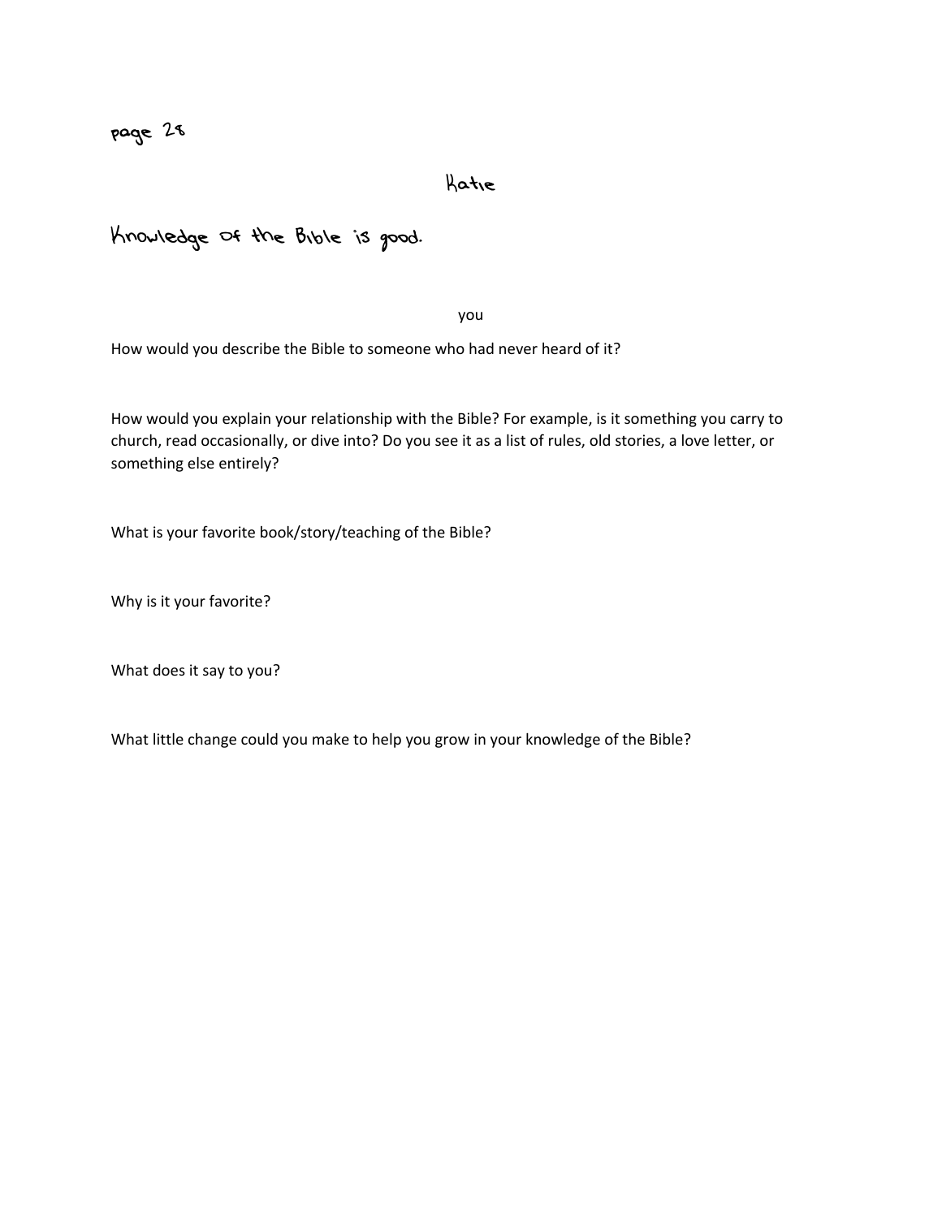page 28

Katie

Knowledge of the Bible is good.

you

How would you describe the Bible to someone who had never heard of it?

How would you explain your relationship with the Bible? For example, is it something you carry to church, read occasionally, or dive into? Do you see it as a list of rules, old stories, a love letter, or something else entirely?

What is your favorite book/story/teaching of the Bible?

Why is it your favorite?

What does it say to you?

What little change could you make to help you grow in your knowledge of the Bible?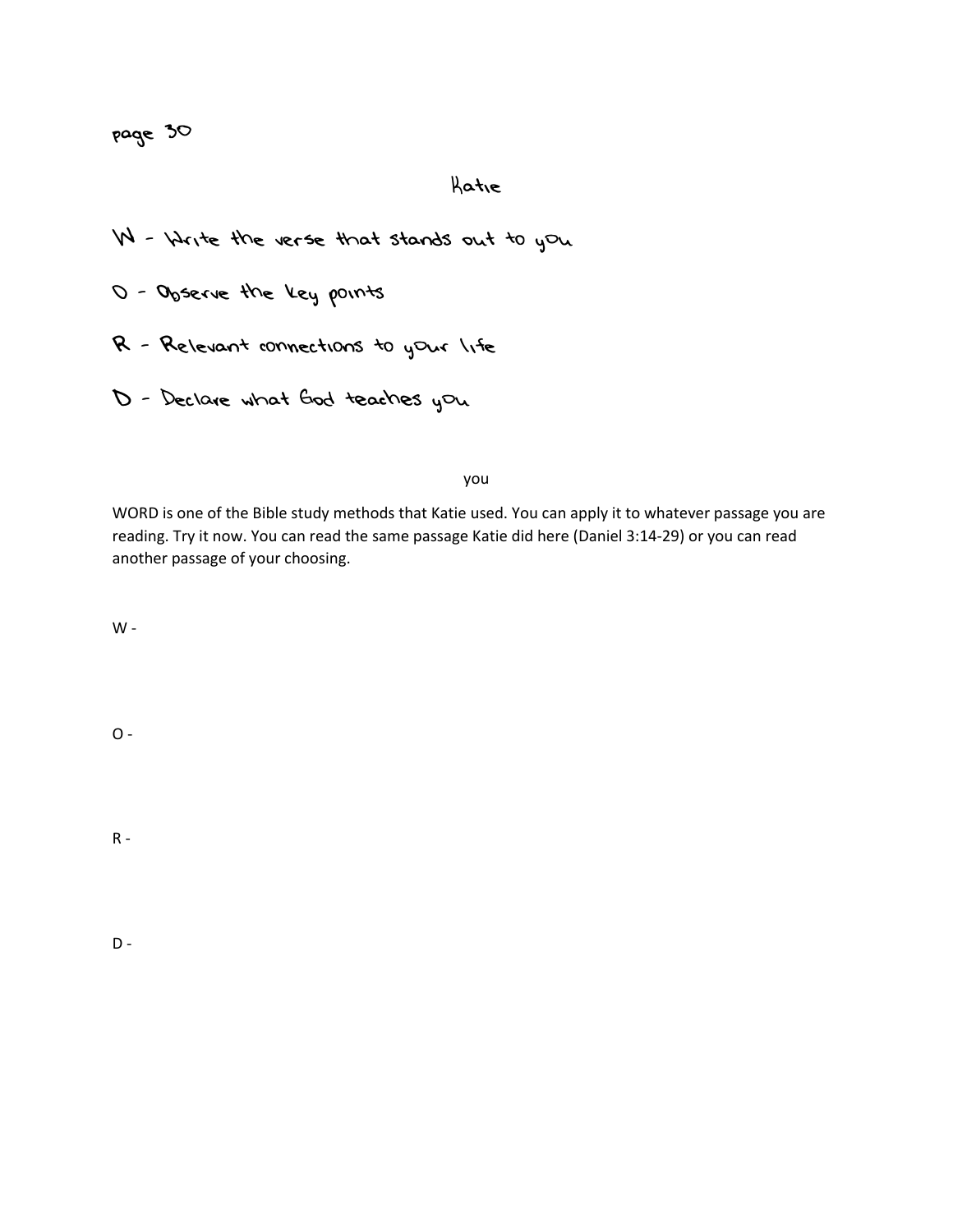page 30

Katie

W - Write the verse that stands out to you

O - Observe the key points

R - Relevant connections to your life

D - Declare what God teaches you

you

WORD is one of the Bible study methods that Katie used. You can apply it to whatever passage you are reading. Try it now. You can read the same passage Katie did here (Daniel 3:14-29) or you can read another passage of your choosing.

W -

O -

R -

D -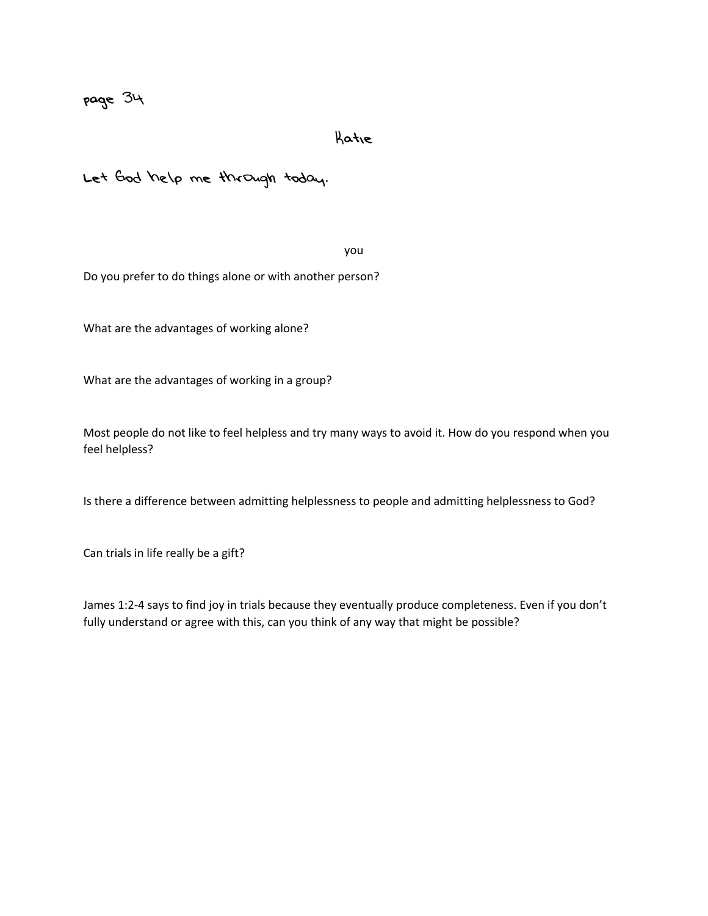page 34

Katie

Let God help me through today.

you

Do you prefer to do things alone or with another person?

What are the advantages of working alone?

What are the advantages of working in a group?

Most people do not like to feel helpless and try many ways to avoid it. How do you respond when you feel helpless?

Is there a difference between admitting helplessness to people and admitting helplessness to God?

Can trials in life really be a gift?

James 1:2-4 says to find joy in trials because they eventually produce completeness. Even if you don't fully understand or agree with this, can you think of any way that might be possible?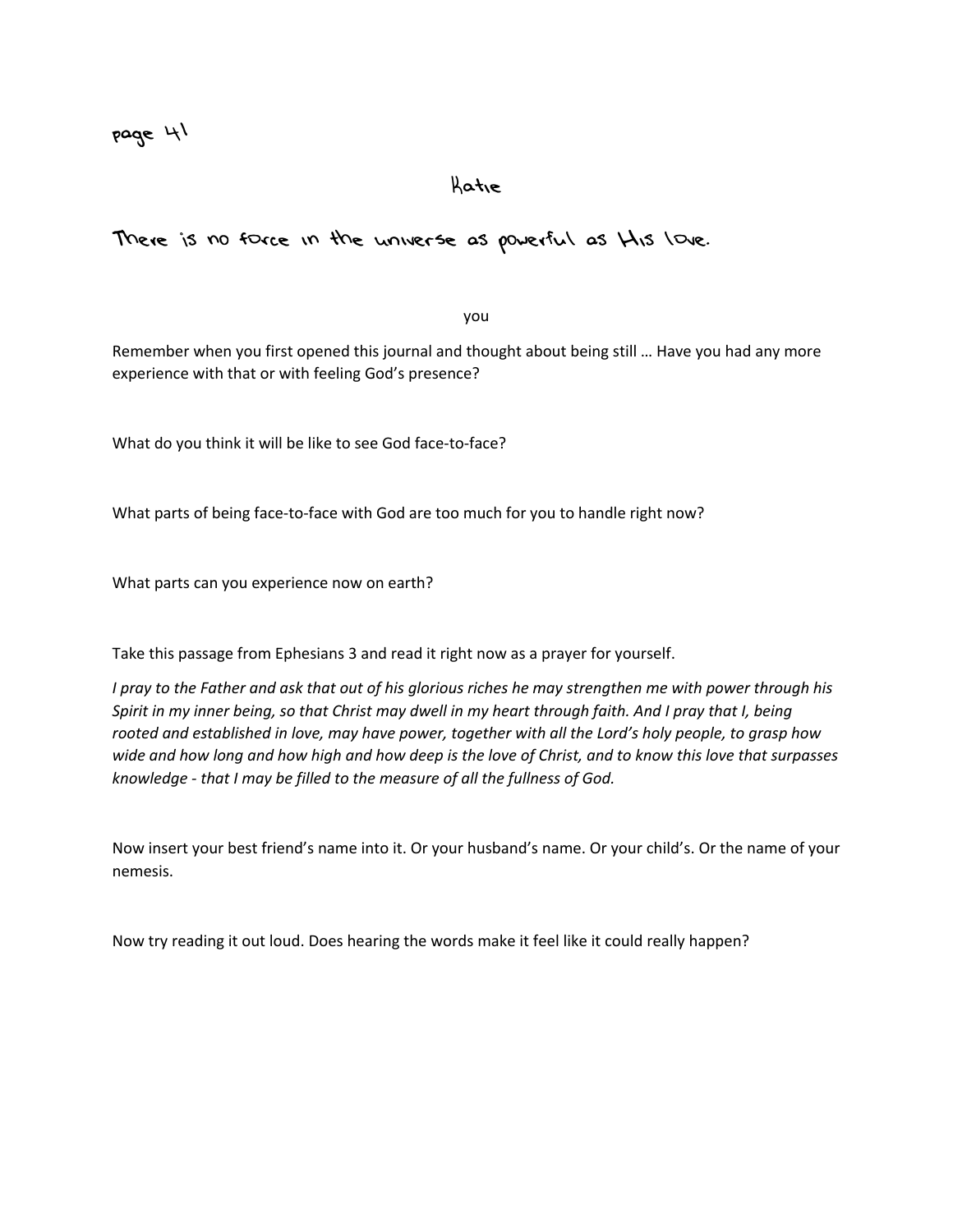page 41

## Katie

### There is no force in the universe as powerful as His love.

you

Remember when you first opened this journal and thought about being still … Have you had any more experience with that or with feeling God's presence?

What do you think it will be like to see God face-to-face?

What parts of being face-to-face with God are too much for you to handle right now?

What parts can you experience now on earth?

Take this passage from Ephesians 3 and read it right now as a prayer for yourself.

*I pray to the Father and ask that out of his glorious riches he may strengthen me with power through his Spirit in my inner being, so that Christ may dwell in my heart through faith. And I pray that I, being rooted and established in love, may have power, together with all the Lord's holy people, to grasp how wide and how long and how high and how deep is the love of Christ, and to know this love that surpasses knowledge - that I may be filled to the measure of all the fullness of God.*

Now insert your best friend's name into it. Or your husband's name. Or your child's. Or the name of your nemesis.

Now try reading it out loud. Does hearing the words make it feel like it could really happen?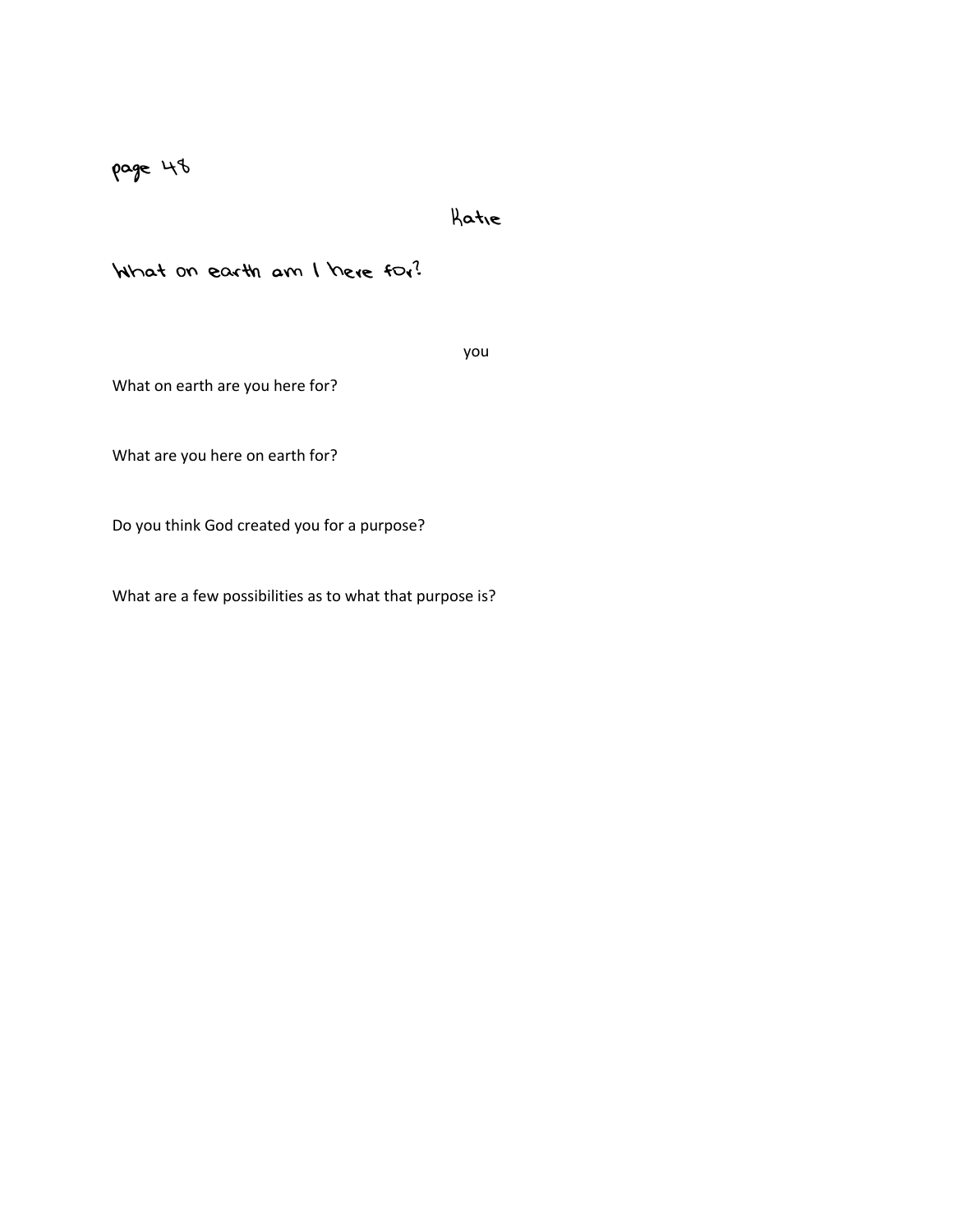page 48

Katie

What on earth am I here for?

you

What on earth are you here for?

What are you here on earth for?

Do you think God created you for a purpose?

What are a few possibilities as to what that purpose is?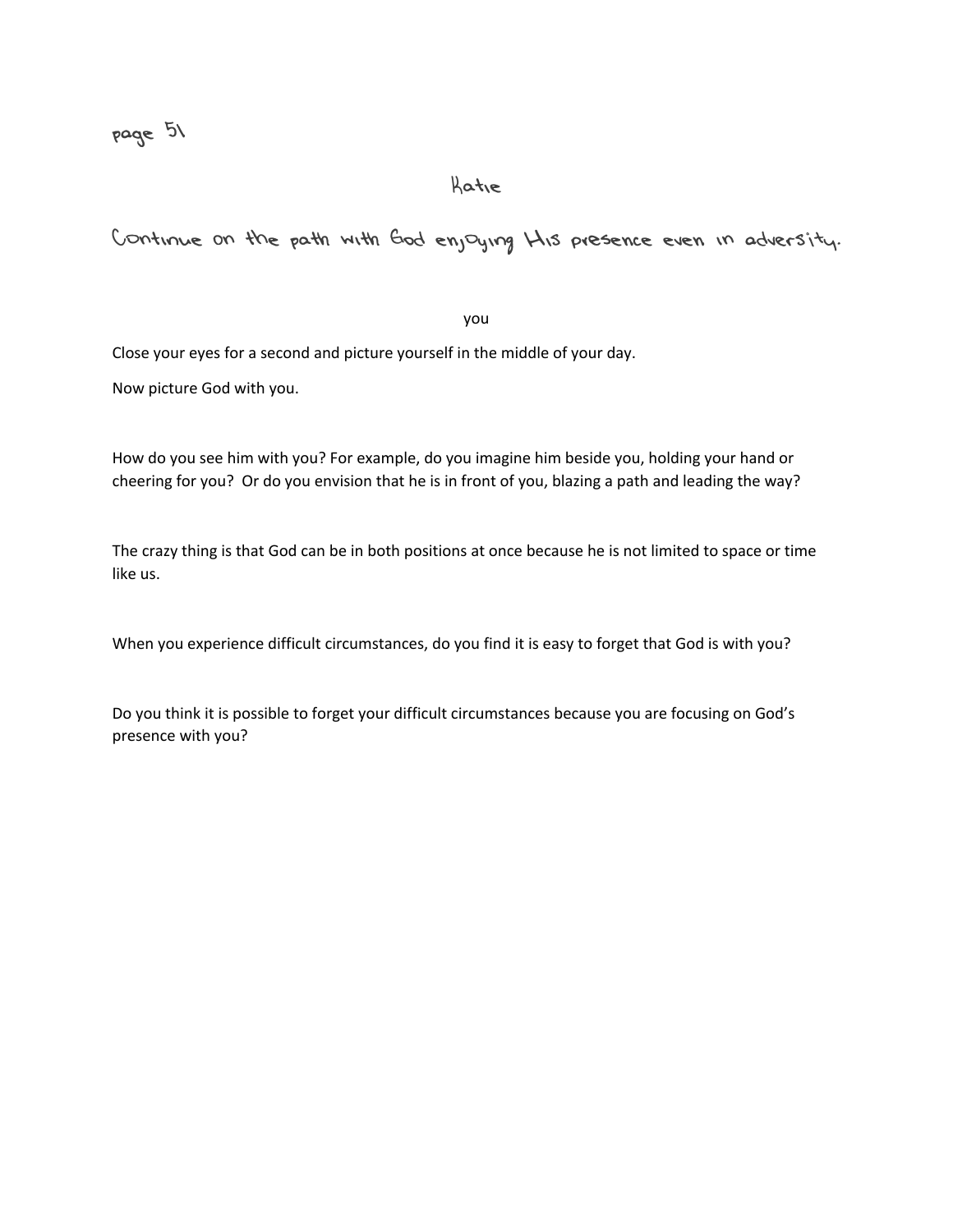page 51

## Katie

### Continue on the path with God enjoying His presence even in adversity.

you

Close your eyes for a second and picture yourself in the middle of your day.

Now picture God with you.

How do you see him with you? For example, do you imagine him beside you, holding your hand or cheering for you? Or do you envision that he is in front of you, blazing a path and leading the way?

The crazy thing is that God can be in both positions at once because he is not limited to space or time like us.

When you experience difficult circumstances, do you find it is easy to forget that God is with you?

Do you think it is possible to forget your difficult circumstances because you are focusing on God's presence with you?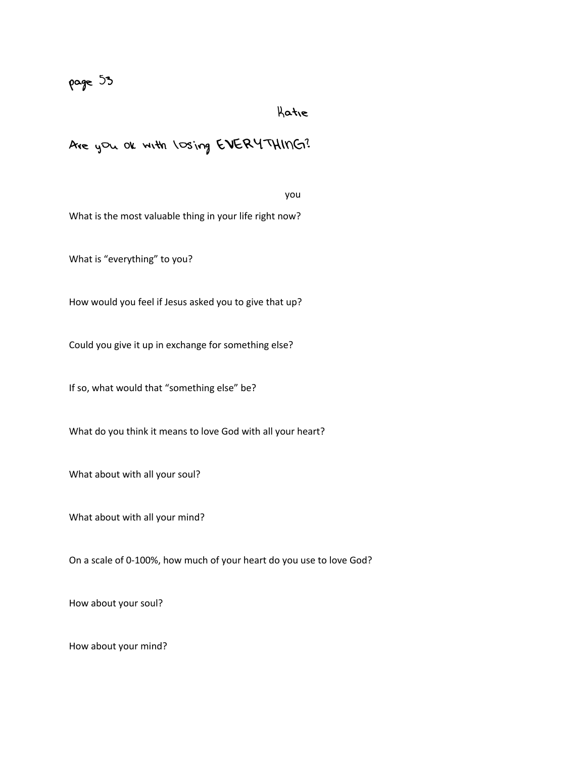page 53

Katie

# Are you ok with losing EVERYTHING?

you

What is the most valuable thing in your life right now?

What is "everything" to you?

How would you feel if Jesus asked you to give that up?

Could you give it up in exchange for something else?

If so, what would that "something else" be?

What do you think it means to love God with all your heart?

What about with all your soul?

What about with all your mind?

On a scale of 0-100%, how much of your heart do you use to love God?

How about your soul?

How about your mind?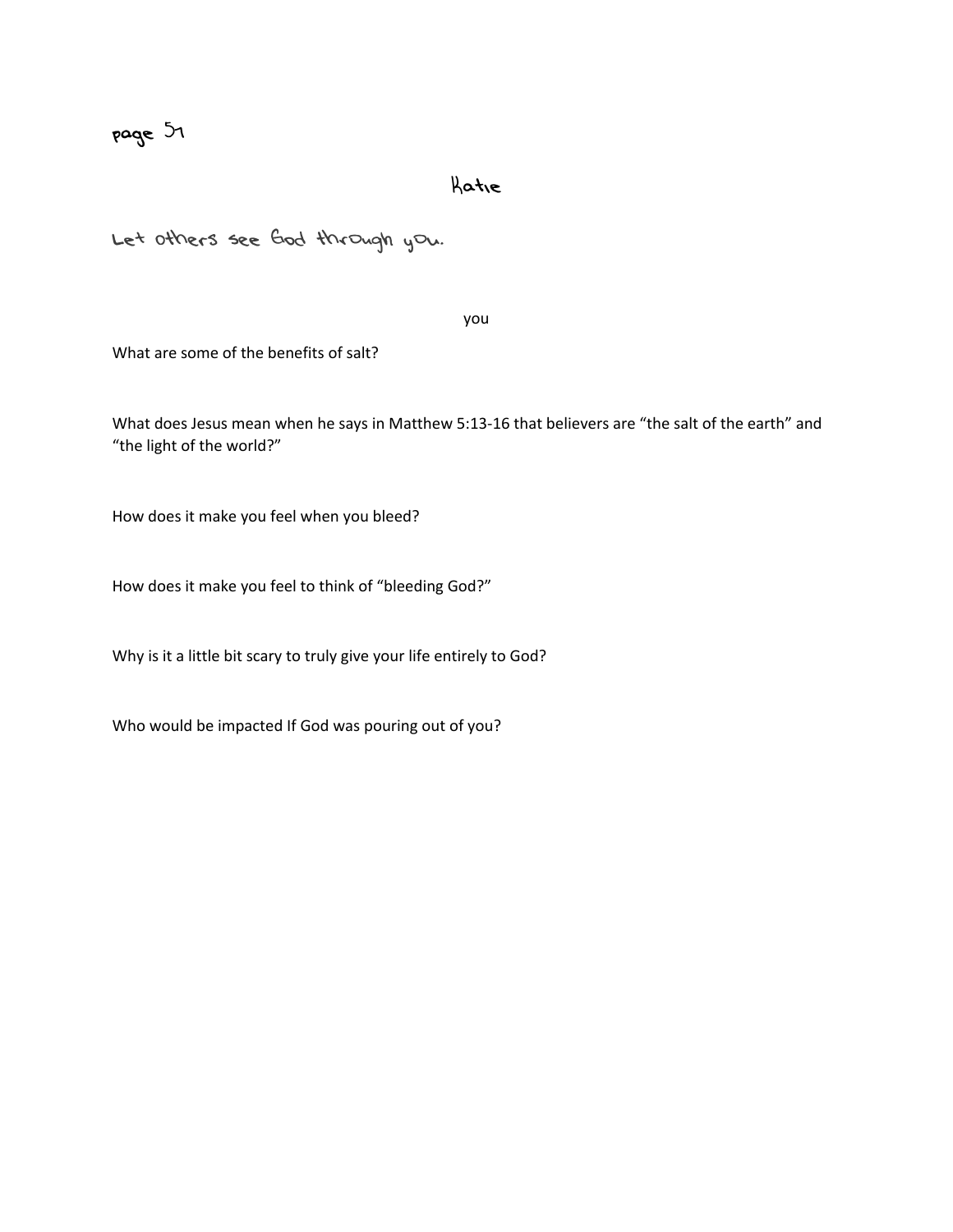page 57

Katie

Let others see God through you.

you

What are some of the benefits of salt?

What does Jesus mean when he says in Matthew 5:13-16 that believers are "the salt of the earth" and "the light of the world?"

How does it make you feel when you bleed?

How does it make you feel to think of "bleeding God?"

Why is it a little bit scary to truly give your life entirely to God?

Who would be impacted If God was pouring out of you?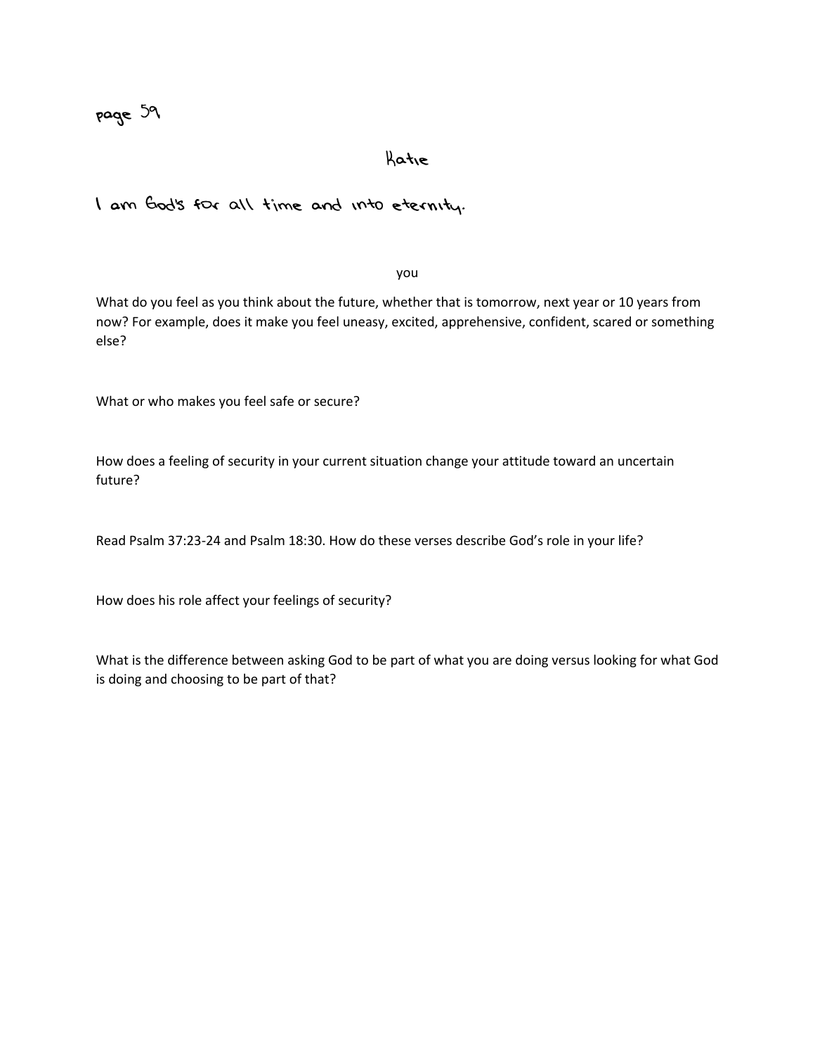page 59

Katie

I am God's for all time and into eternity.

you

What do you feel as you think about the future, whether that is tomorrow, next year or 10 years from now? For example, does it make you feel uneasy, excited, apprehensive, confident, scared or something else?

What or who makes you feel safe or secure?

How does a feeling of security in your current situation change your attitude toward an uncertain future?

Read Psalm 37:23-24 and Psalm 18:30. How do these verses describe God's role in your life?

How does his role affect your feelings of security?

What is the difference between asking God to be part of what you are doing versus looking for what God is doing and choosing to be part of that?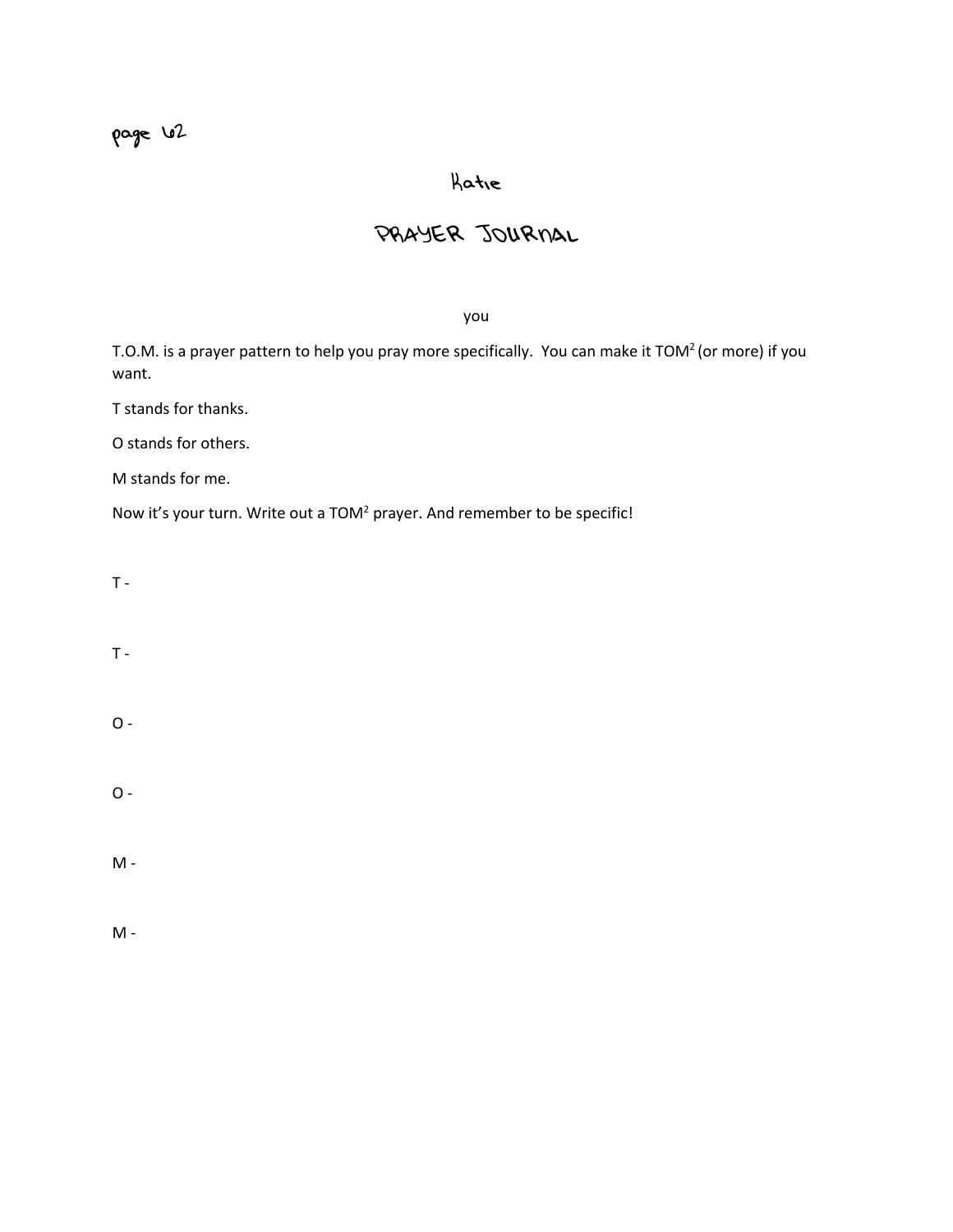page 62

Katie

# PRAYER JOURNAL

you

T.O.M. is a prayer pattern to help you pray more specifically. You can make it $TOM^2$ (or more) if you want.

T stands for thanks.

O stands for others.

M stands for me.

Now it's your turn. Write out a $TOM^2$ prayer. And remember to be specific!

T -

T -

O -

O -

M -

M -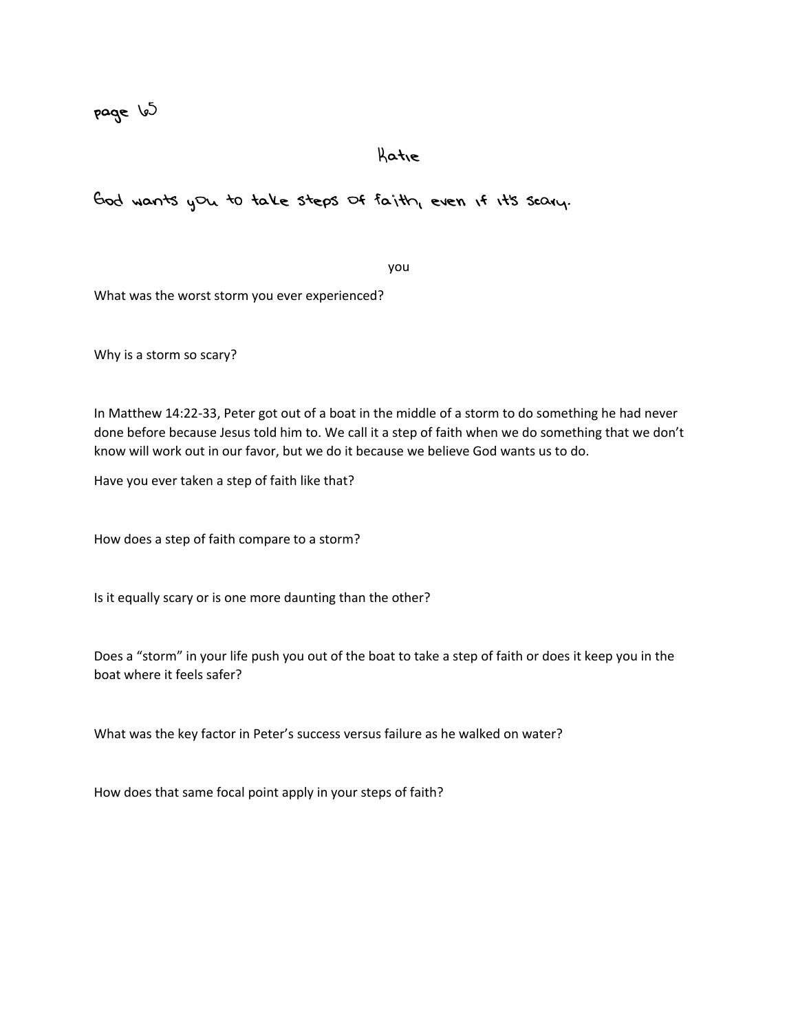page 65

Katie

God wants you to take steps of faith, even if it's scary.

you

What was the worst storm you ever experienced?

Why is a storm so scary?

In Matthew 14:22-33, Peter got out of a boat in the middle of a storm to do something he had never done before because Jesus told him to. We call it a step of faith when we do something that we don't know will work out in our favor, but we do it because we believe God wants us to do.

Have you ever taken a step of faith like that?

How does a step of faith compare to a storm?

Is it equally scary or is one more daunting than the other?

Does a "storm" in your life push you out of the boat to take a step of faith or does it keep you in the boat where it feels safer?

What was the key factor in Peter's success versus failure as he walked on water?

How does that same focal point apply in your steps of faith?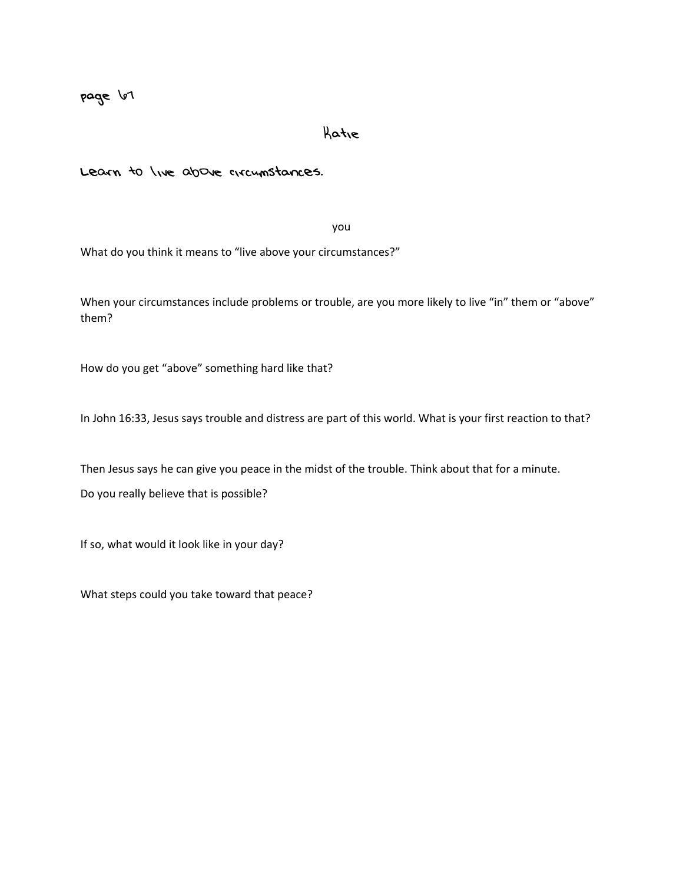page 67

Katie

Learn to live above circumstances.

you

What do you think it means to “live above your circumstances?”

When your circumstances include problems or trouble, are you more likely to live “in” them or “above” them?

How do you get “above” something hard like that?

In John 16:33, Jesus says trouble and distress are part of this world. What is your first reaction to that?

Then Jesus says he can give you peace in the midst of the trouble. Think about that for a minute.

Do you really believe that is possible?

If so, what would it look like in your day?

What steps could you take toward that peace?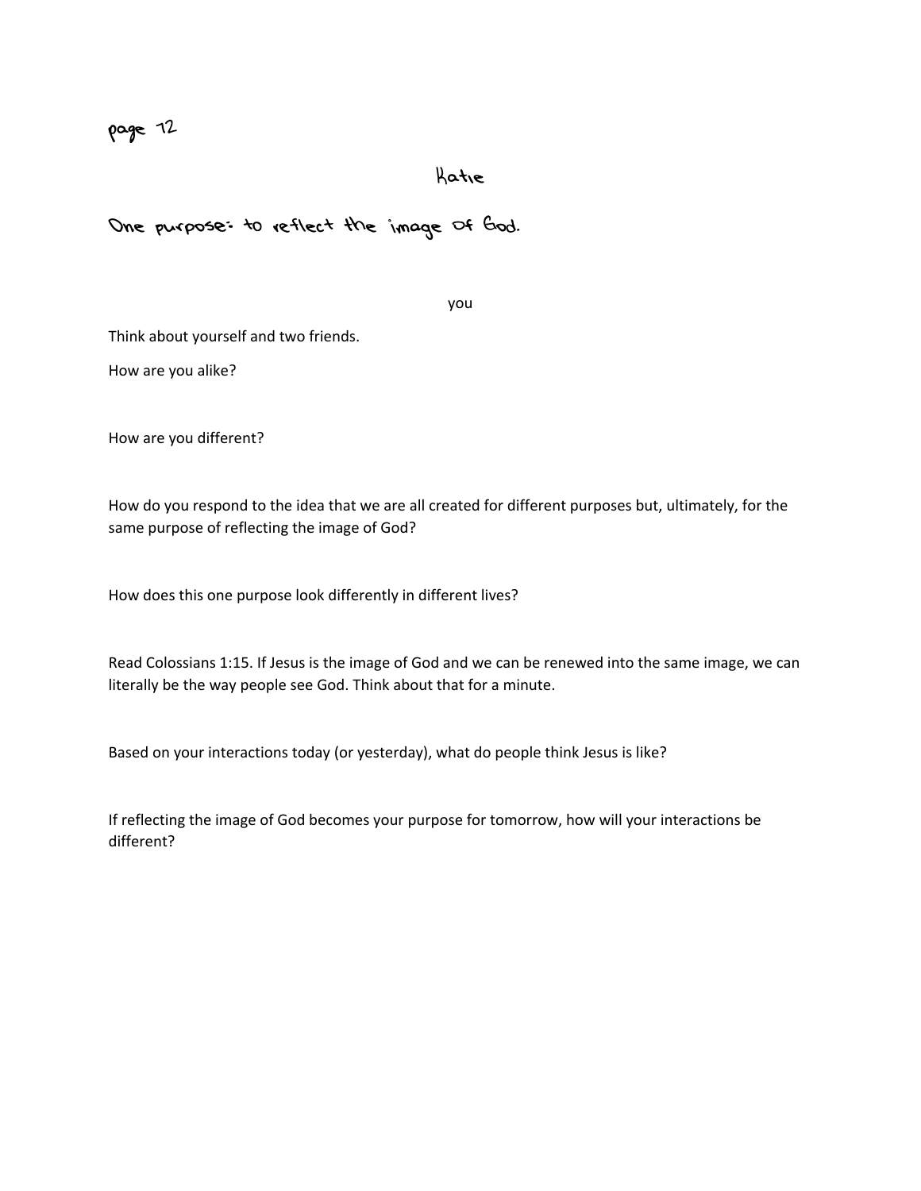page 72

Katie

# One purpose: to reflect the image of God.

you

Think about yourself and two friends.

How are you alike?

How are you different?

How do you respond to the idea that we are all created for different purposes but, ultimately, for the same purpose of reflecting the image of God?

How does this one purpose look differently in different lives?

Read Colossians 1:15. If Jesus is the image of God and we can be renewed into the same image, we can literally be the way people see God. Think about that for a minute.

Based on your interactions today (or yesterday), what do people think Jesus is like?

If reflecting the image of God becomes your purpose for tomorrow, how will your interactions be different?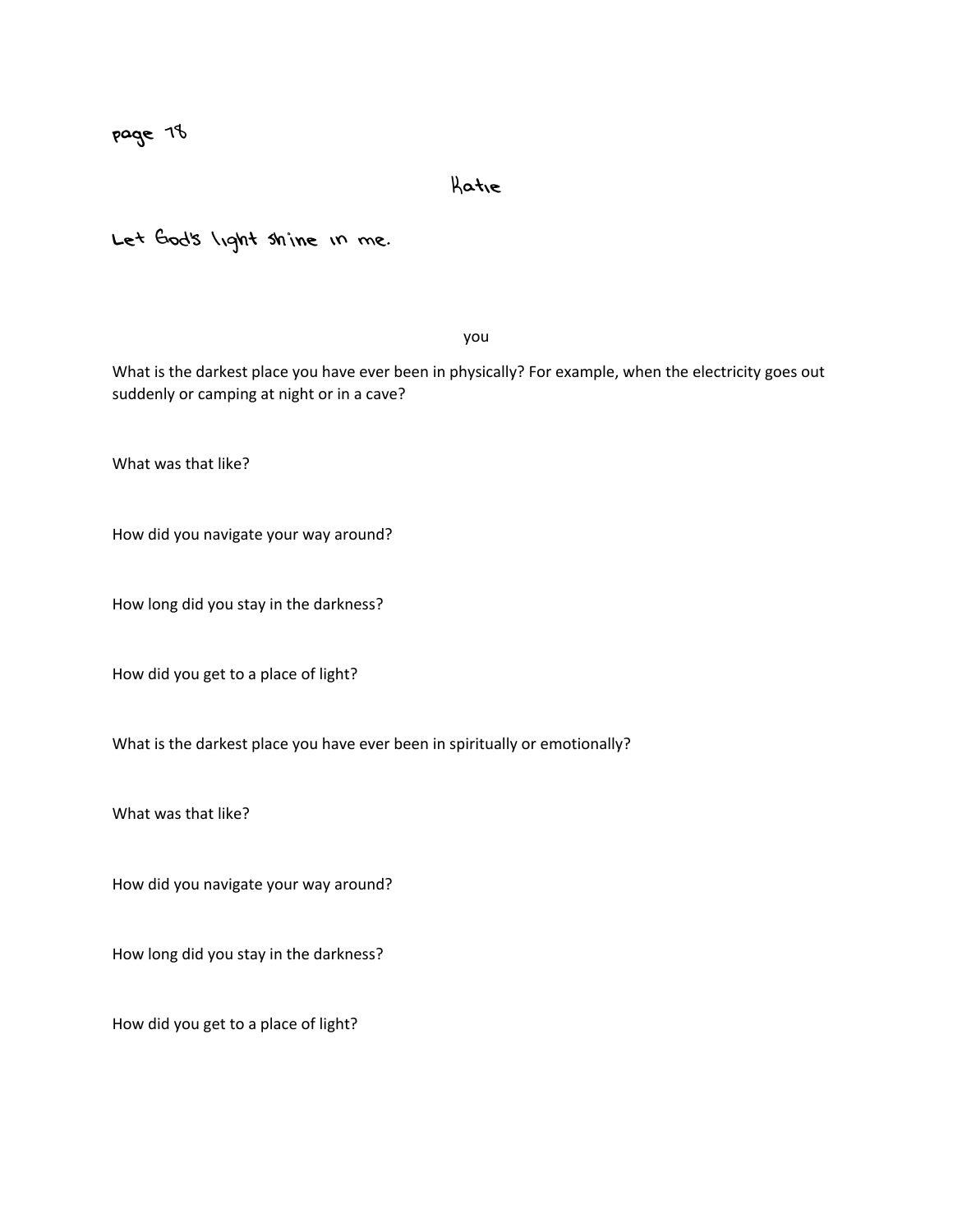page 78

Katie

Let God's light shine in me.

you

What is the darkest place you have ever been in physically? For example, when the electricity goes out suddenly or camping at night or in a cave?

What was that like?

How did you navigate your way around?

How long did you stay in the darkness?

How did you get to a place of light?

What is the darkest place you have ever been in spiritually or emotionally?

What was that like?

How did you navigate your way around?

How long did you stay in the darkness?

How did you get to a place of light?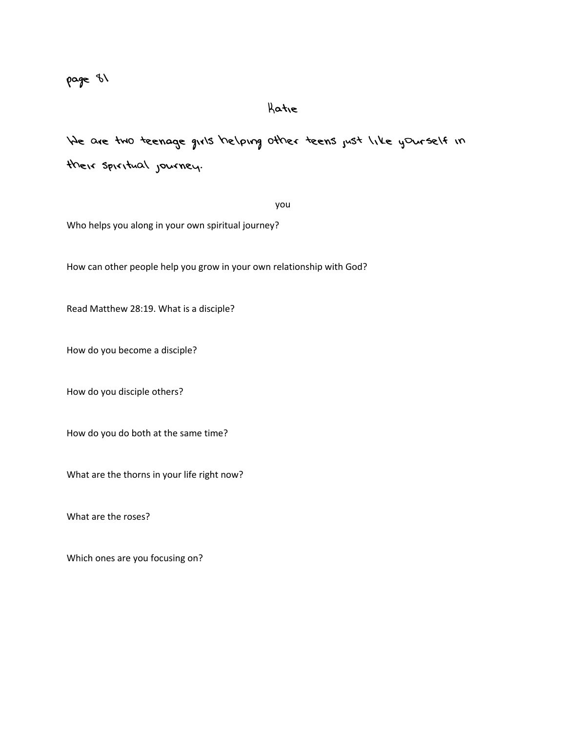page 81

## Katie

We are two teenage girls helping other teens just like yourself in their spiritual journey.

you

Who helps you along in your own spiritual journey?

How can other people help you grow in your own relationship with God?

Read Matthew 28:19. What is a disciple?

How do you become a disciple?

How do you disciple others?

How do you do both at the same time?

What are the thorns in your life right now?

What are the roses?

Which ones are you focusing on?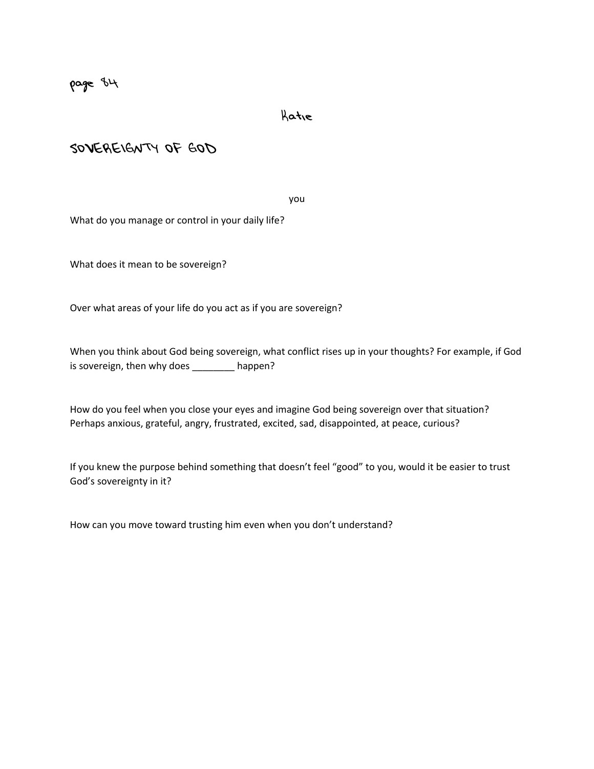page 84

Katie

# SOVEREIGNTY OF GOD

you

What do you manage or control in your daily life?

What does it mean to be sovereign?

Over what areas of your life do you act as if you are sovereign?

When you think about God being sovereign, what conflict rises up in your thoughts? For example, if God is sovereign, then why does ________ happen?

How do you feel when you close your eyes and imagine God being sovereign over that situation? Perhaps anxious, grateful, angry, frustrated, excited, sad, disappointed, at peace, curious?

If you knew the purpose behind something that doesn't feel "good" to you, would it be easier to trust God's sovereignty in it?

How can you move toward trusting him even when you don't understand?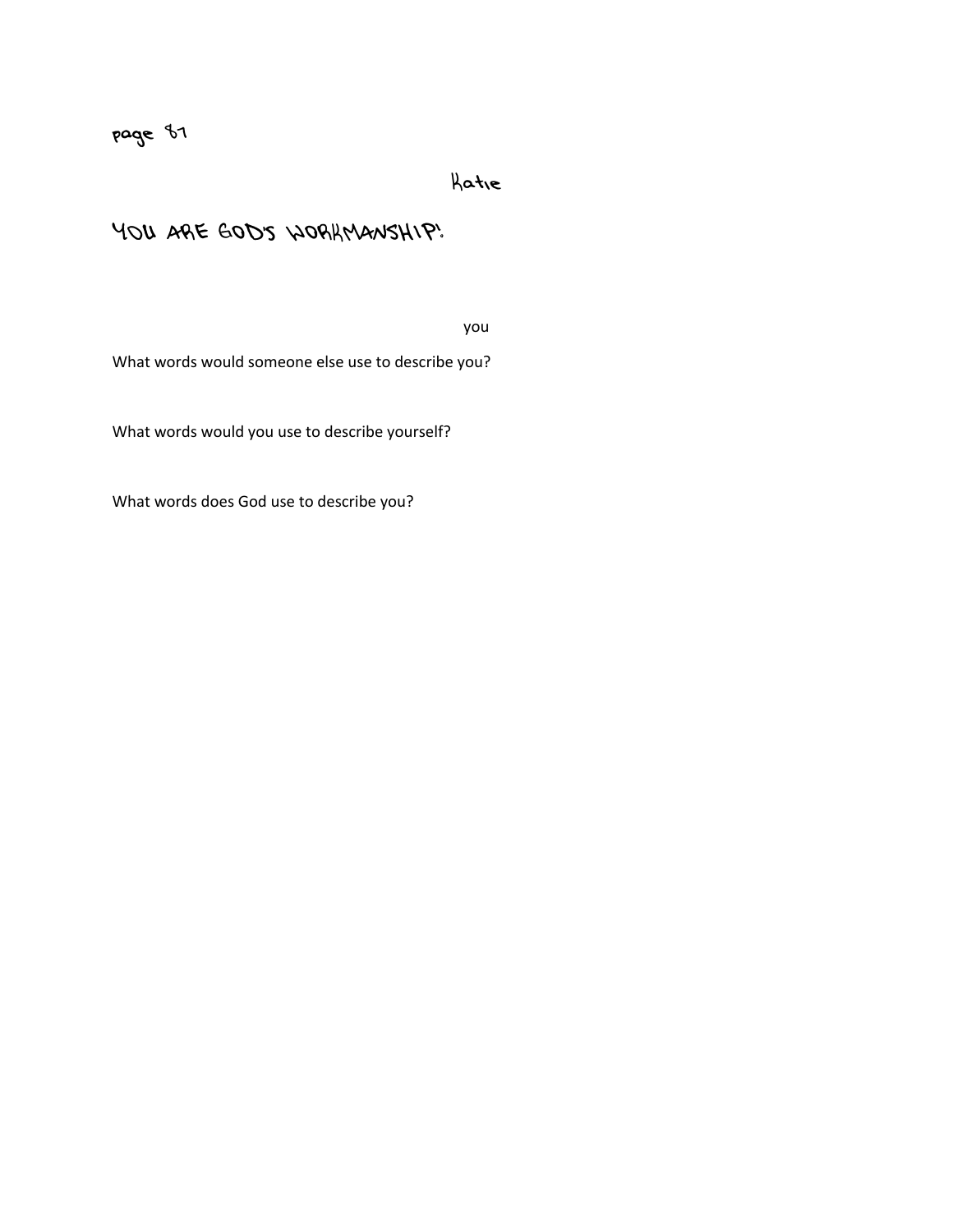page 87

Katie

# YOU ARE GOD'S WORKMANSHIP!

you

What words would someone else use to describe you?

What words would you use to describe yourself?

What words does God use to describe you?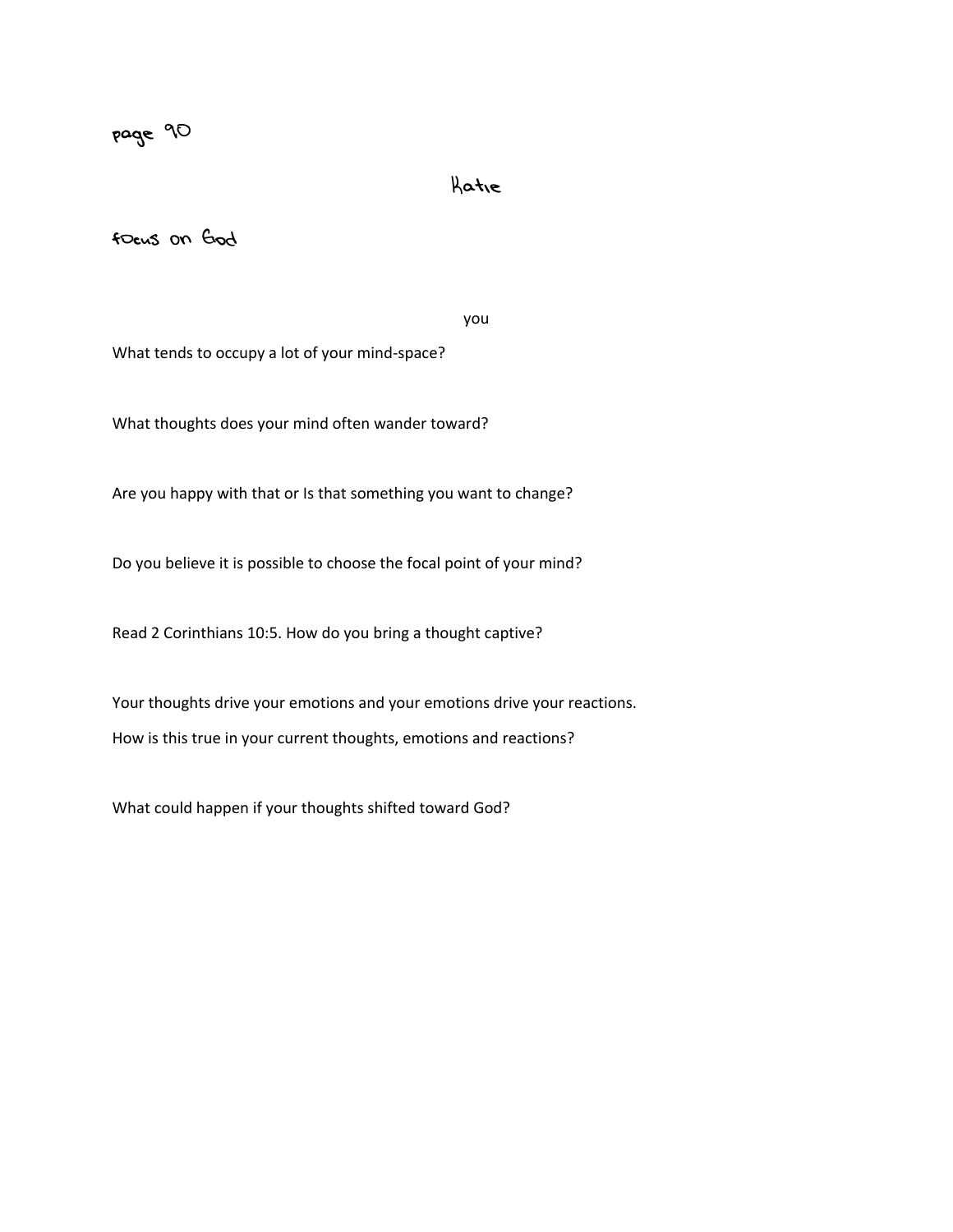page 90

Katie

focus on God

you

What tends to occupy a lot of your mind-space?

What thoughts does your mind often wander toward?

Are you happy with that or Is that something you want to change?

Do you believe it is possible to choose the focal point of your mind?

Read 2 Corinthians 10:5. How do you bring a thought captive?

Your thoughts drive your emotions and your emotions drive your reactions.
How is this true in your current thoughts, emotions and reactions?

What could happen if your thoughts shifted toward God?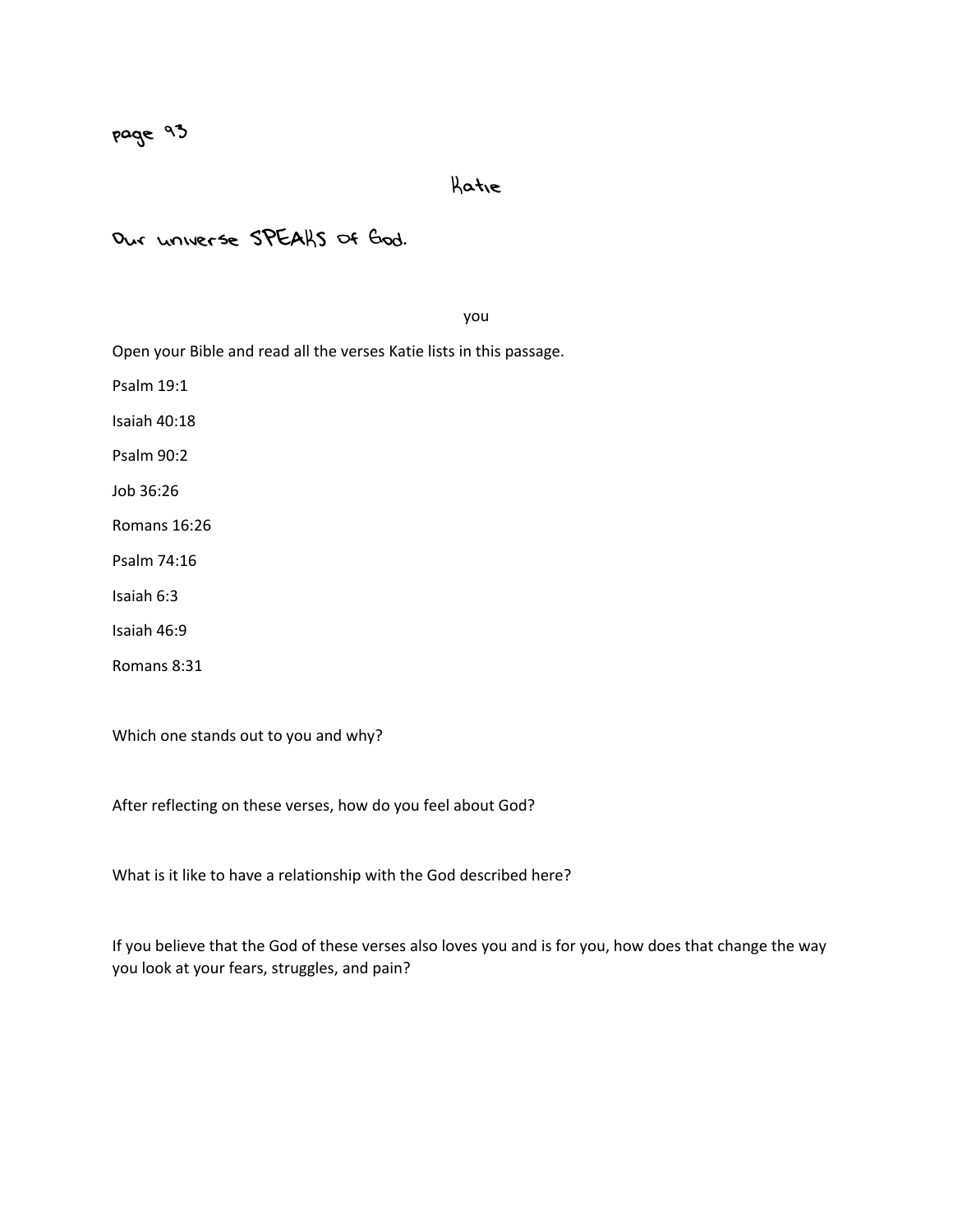page 93

Katie

Our universe SPEAKS of God.

you

Open your Bible and read all the verses Katie lists in this passage.

Psalm 19:1

Isaiah 40:18

Psalm 90:2

Job 36:26

Romans 16:26

Psalm 74:16

Isaiah 6:3

Isaiah 46:9

Romans 8:31

Which one stands out to you and why?

After reflecting on these verses, how do you feel about God?

What is it like to have a relationship with the God described here?

If you believe that the God of these verses also loves you and is for you, how does that change the way you look at your fears, struggles, and pain?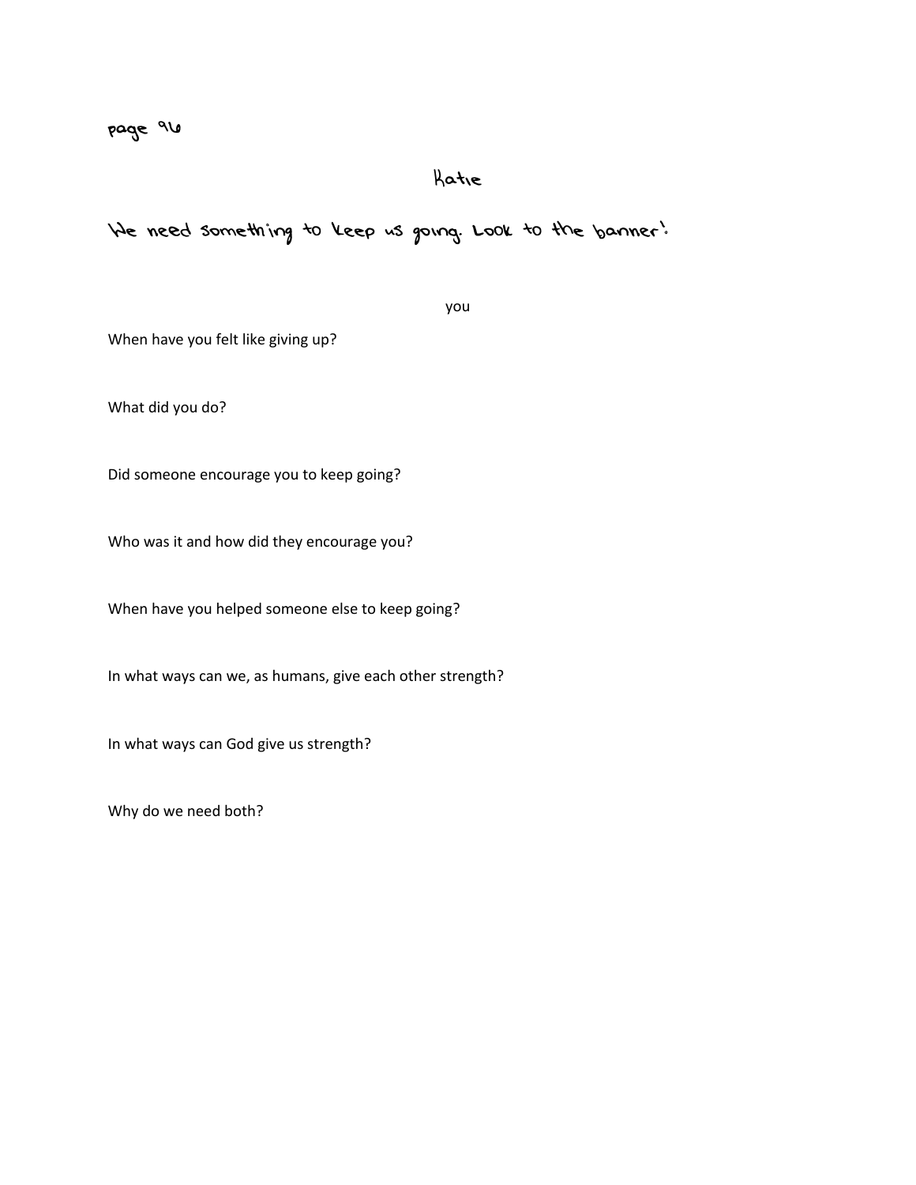page 96

## Katie

We need something to keep us going. Look to the banner!

you

When have you felt like giving up?

What did you do?

Did someone encourage you to keep going?

Who was it and how did they encourage you?

When have you helped someone else to keep going?

In what ways can we, as humans, give each other strength?

In what ways can God give us strength?

Why do we need both?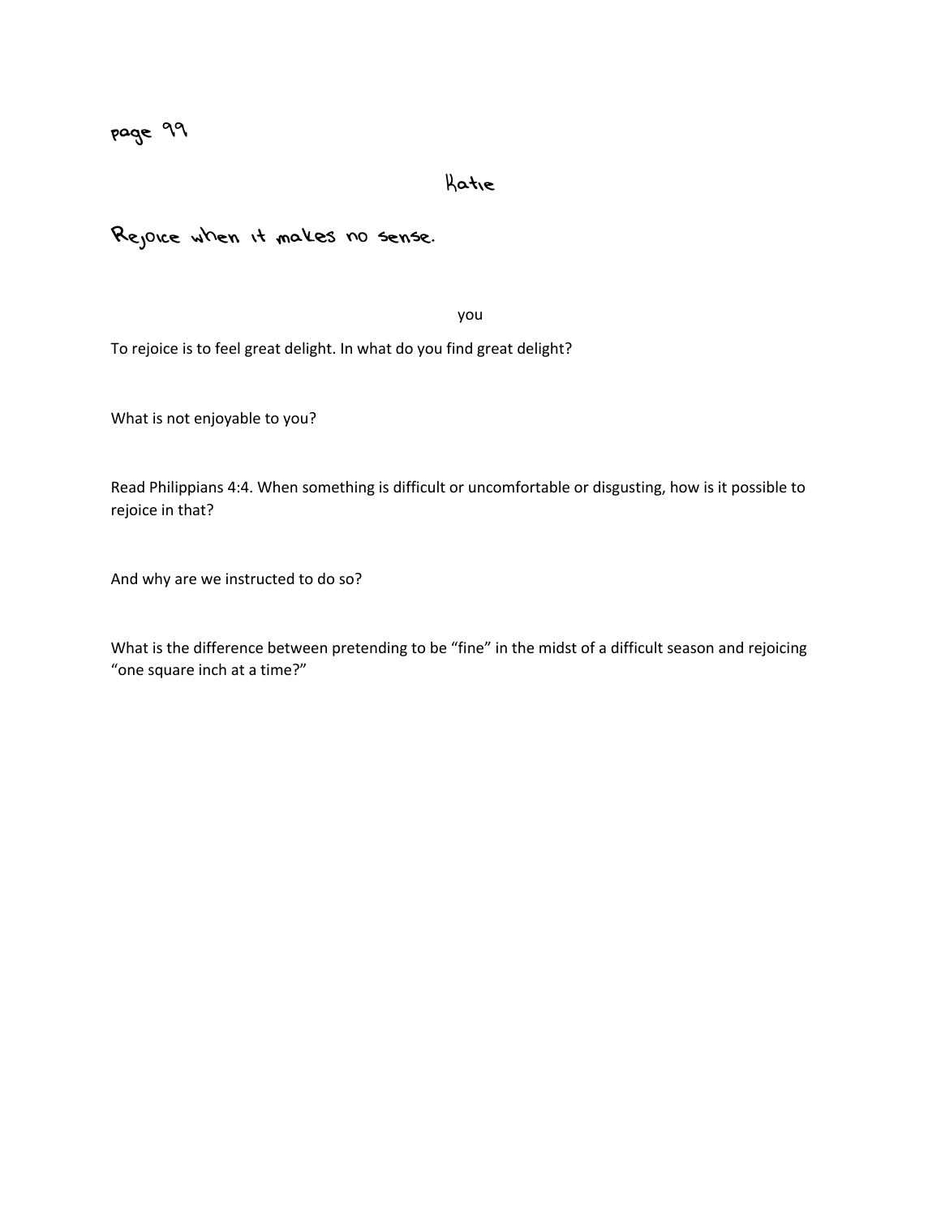page 99

Katie

## Rejoice when it makes no sense.

you

To rejoice is to feel great delight. In what do you find great delight?

What is not enjoyable to you?

Read Philippians 4:4. When something is difficult or uncomfortable or disgusting, how is it possible to rejoice in that?

And why are we instructed to do so?

What is the difference between pretending to be "fine" in the midst of a difficult season and rejoicing "one square inch at a time?"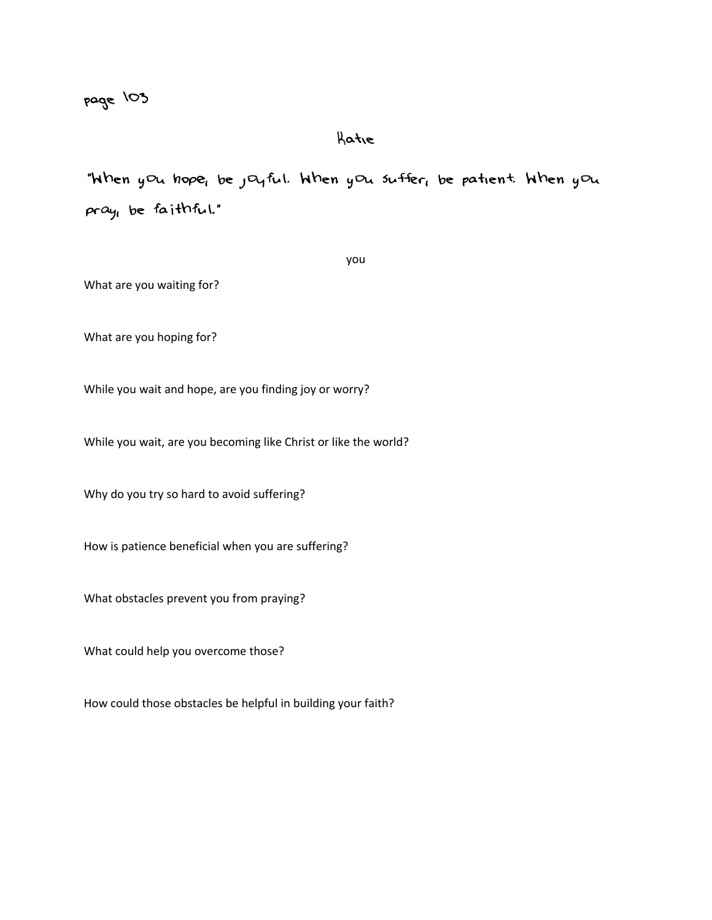page 103

## Katie

"When you hope, be joyful. When you suffer, be patient. When you pray, be faithful."

you

What are you waiting for?

What are you hoping for?

While you wait and hope, are you finding joy or worry?

While you wait, are you becoming like Christ or like the world?

Why do you try so hard to avoid suffering?

How is patience beneficial when you are suffering?

What obstacles prevent you from praying?

What could help you overcome those?

How could those obstacles be helpful in building your faith?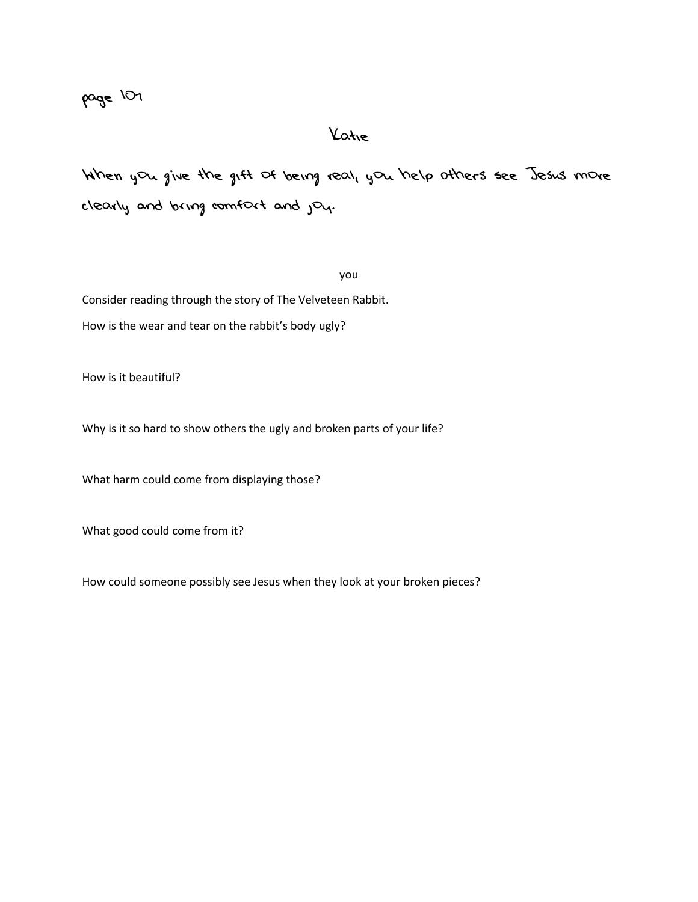page 107

## Katie

When you give the gift of being real, you help others see Jesus more clearly and bring comfort and joy.

you

Consider reading through the story of The Velveteen Rabbit.

How is the wear and tear on the rabbit's body ugly?

How is it beautiful?

Why is it so hard to show others the ugly and broken parts of your life?

What harm could come from displaying those?

What good could come from it?

How could someone possibly see Jesus when they look at your broken pieces?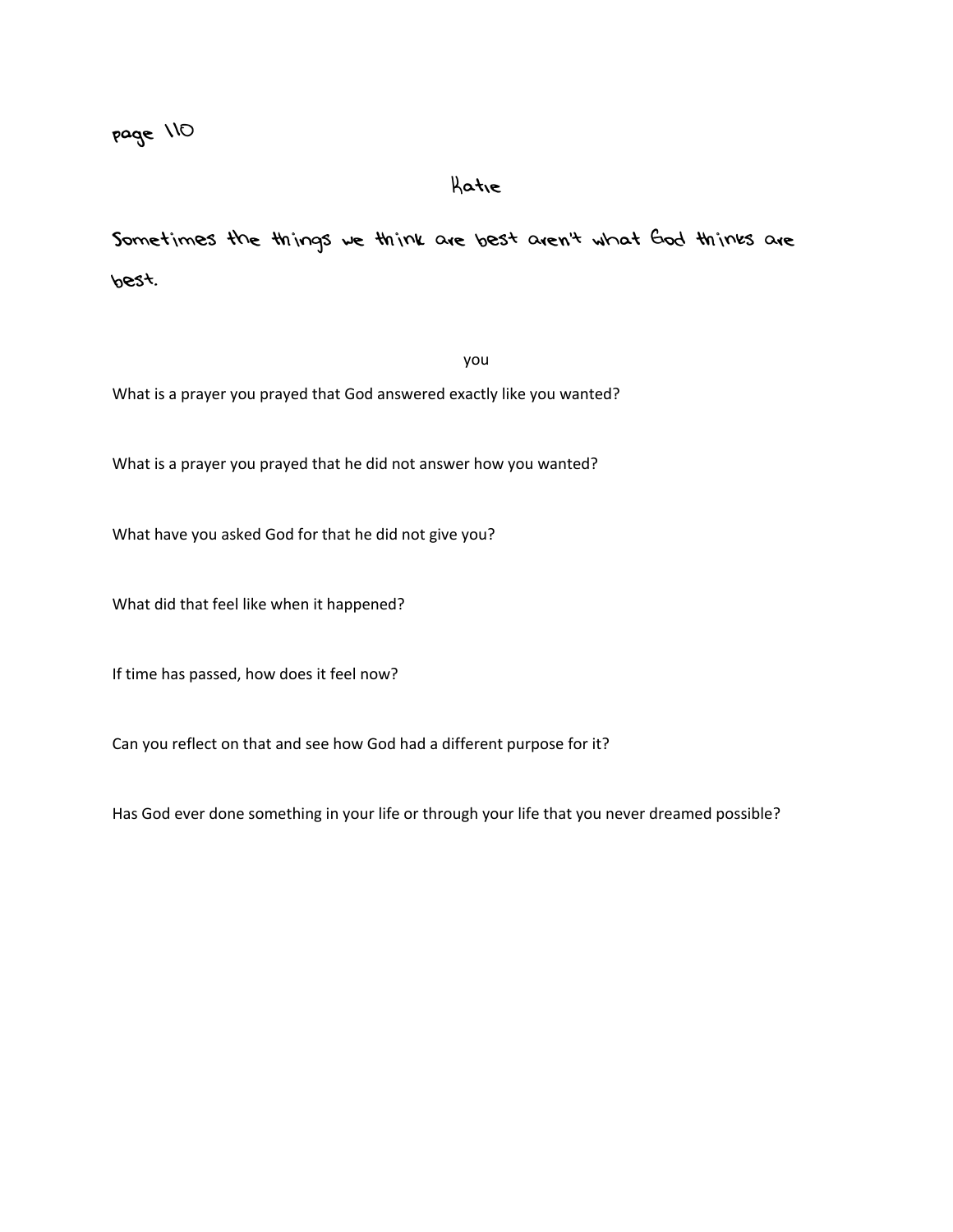page 110

## Katie

**Sometimes the things we think are best aren't what God thinks are best.**

you

What is a prayer you prayed that God answered exactly like you wanted?

What is a prayer you prayed that he did not answer how you wanted?

What have you asked God for that he did not give you?

What did that feel like when it happened?

If time has passed, how does it feel now?

Can you reflect on that and see how God had a different purpose for it?

Has God ever done something in your life or through your life that you never dreamed possible?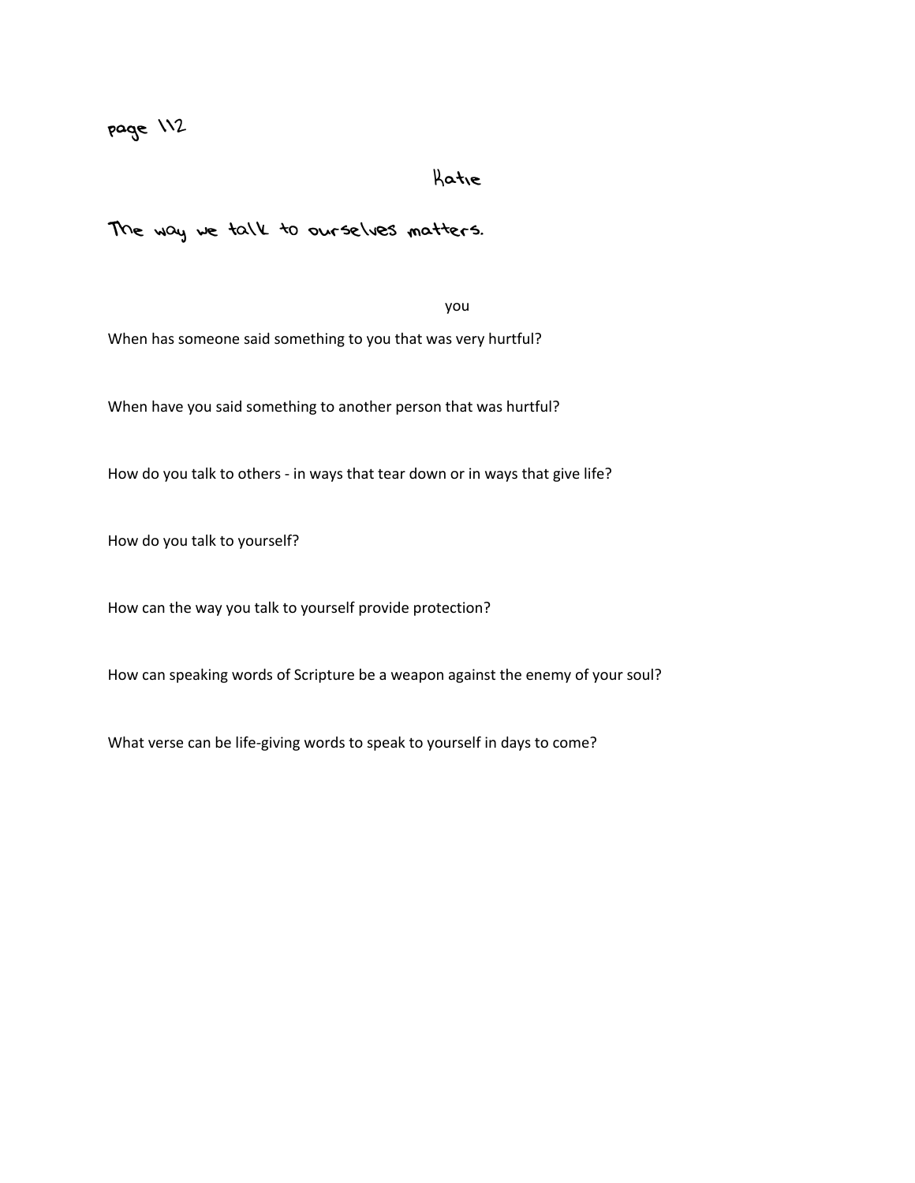page 112

Katie

The way we talk to ourselves matters.

you

When has someone said something to you that was very hurtful?

When have you said something to another person that was hurtful?

How do you talk to others - in ways that tear down or in ways that give life?

How do you talk to yourself?

How can the way you talk to yourself provide protection?

How can speaking words of Scripture be a weapon against the enemy of your soul?

What verse can be life-giving words to speak to yourself in days to come?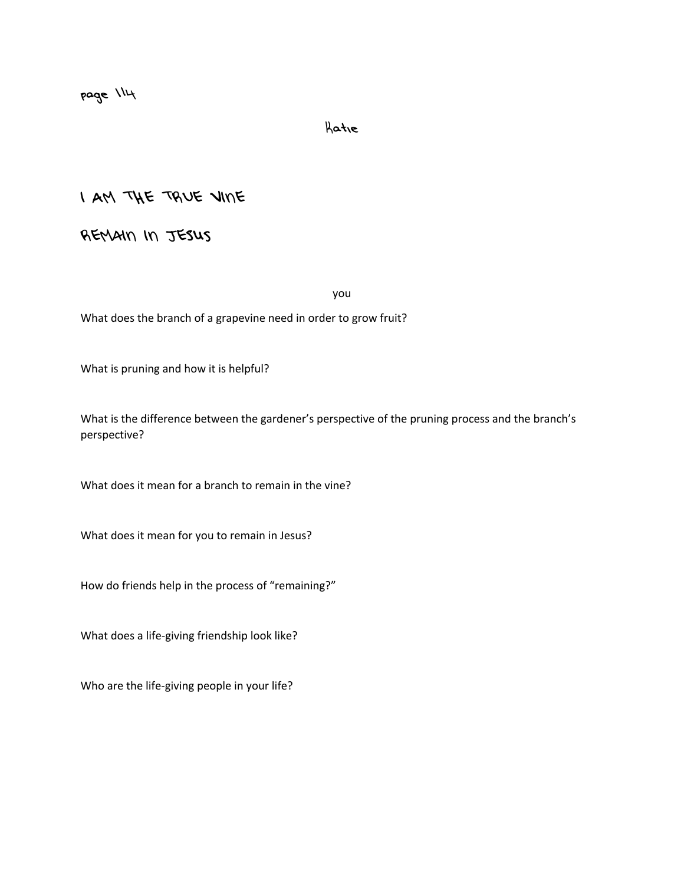page 114

Katie

# I AM THE TRUE VINE

## REMAIN IN JESUS

you

What does the branch of a grapevine need in order to grow fruit?

What is pruning and how it is helpful?

What is the difference between the gardener's perspective of the pruning process and the branch's perspective?

What does it mean for a branch to remain in the vine?

What does it mean for you to remain in Jesus?

How do friends help in the process of "remaining?"

What does a life-giving friendship look like?

Who are the life-giving people in your life?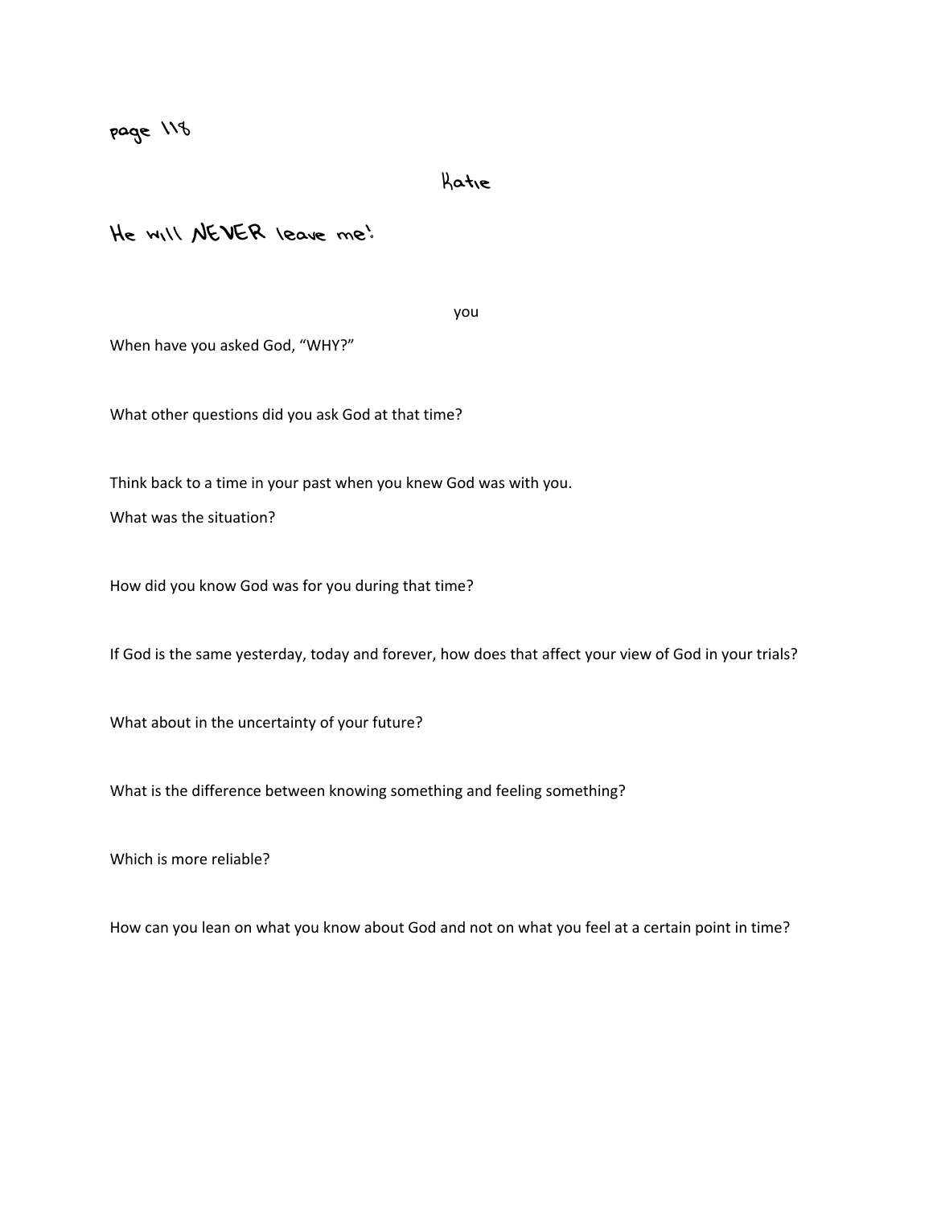page 118

Katie

# He will NEVER leave me!

you

When have you asked God, "WHY?"

What other questions did you ask God at that time?

Think back to a time in your past when you knew God was with you.

What was the situation?

How did you know God was for you during that time?

If God is the same yesterday, today and forever, how does that affect your view of God in your trials?

What about in the uncertainty of your future?

What is the difference between knowing something and feeling something?

Which is more reliable?

How can you lean on what you know about God and not on what you feel at a certain point in time?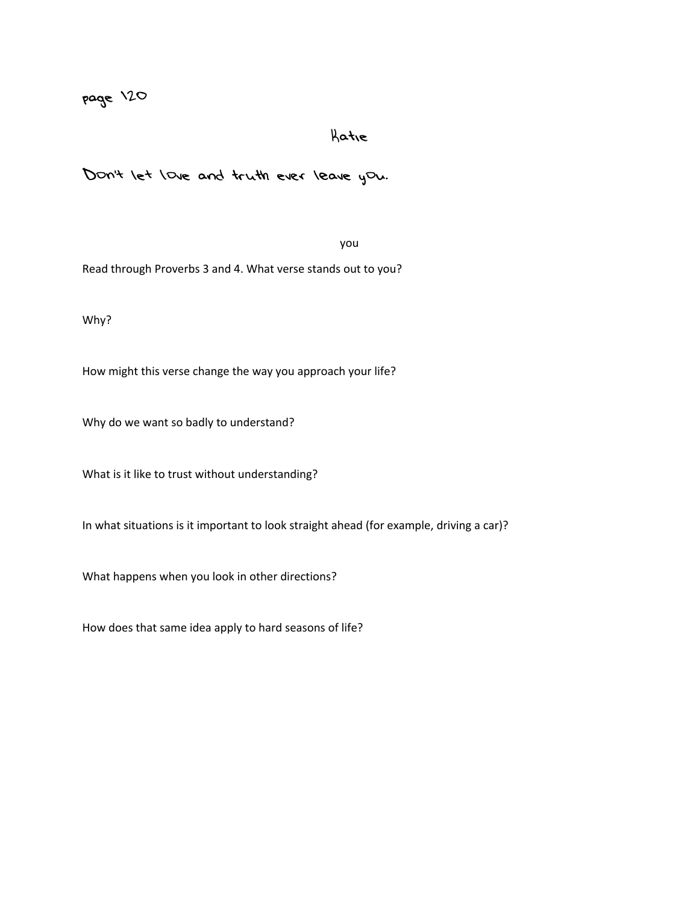page 120

Katie

Don't let love and truth ever leave you.

you

Read through Proverbs 3 and 4. What verse stands out to you?

Why?

How might this verse change the way you approach your life?

Why do we want so badly to understand?

What is it like to trust without understanding?

In what situations is it important to look straight ahead (for example, driving a car)?

What happens when you look in other directions?

How does that same idea apply to hard seasons of life?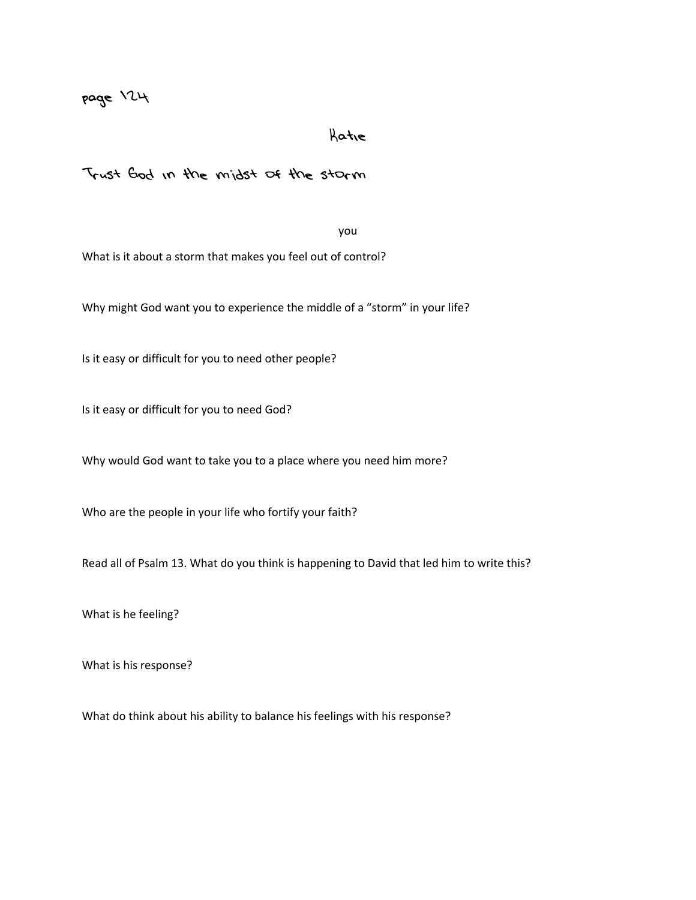page 124

Katie

## Trust God in the midst of the storm

you

What is it about a storm that makes you feel out of control?

Why might God want you to experience the middle of a "storm" in your life?

Is it easy or difficult for you to need other people?

Is it easy or difficult for you to need God?

Why would God want to take you to a place where you need him more?

Who are the people in your life who fortify your faith?

Read all of Psalm 13. What do you think is happening to David that led him to write this?

What is he feeling?

What is his response?

What do think about his ability to balance his feelings with his response?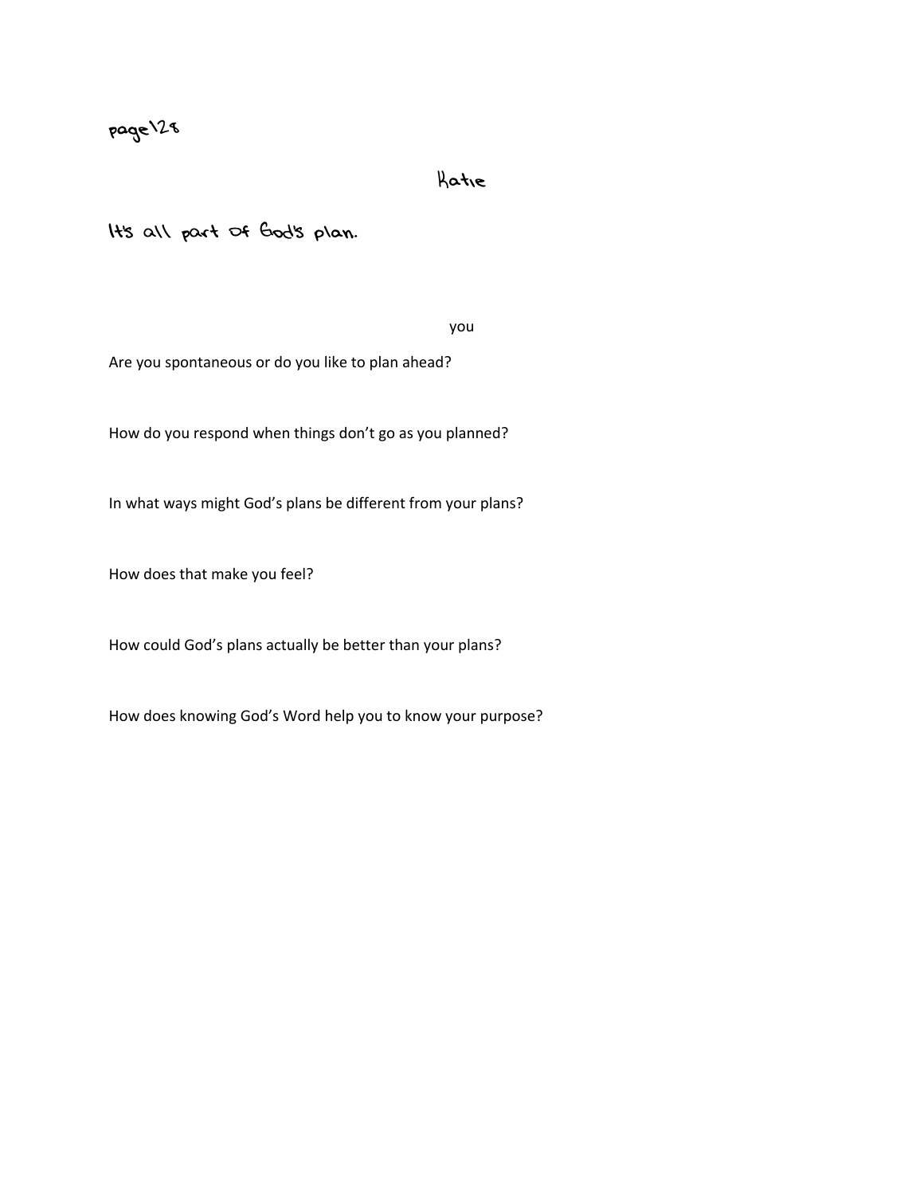page128

Katie

It's all part of God's plan.

you

Are you spontaneous or do you like to plan ahead?

How do you respond when things don't go as you planned?

In what ways might God's plans be different from your plans?

How does that make you feel?

How could God's plans actually be better than your plans?

How does knowing God's Word help you to know your purpose?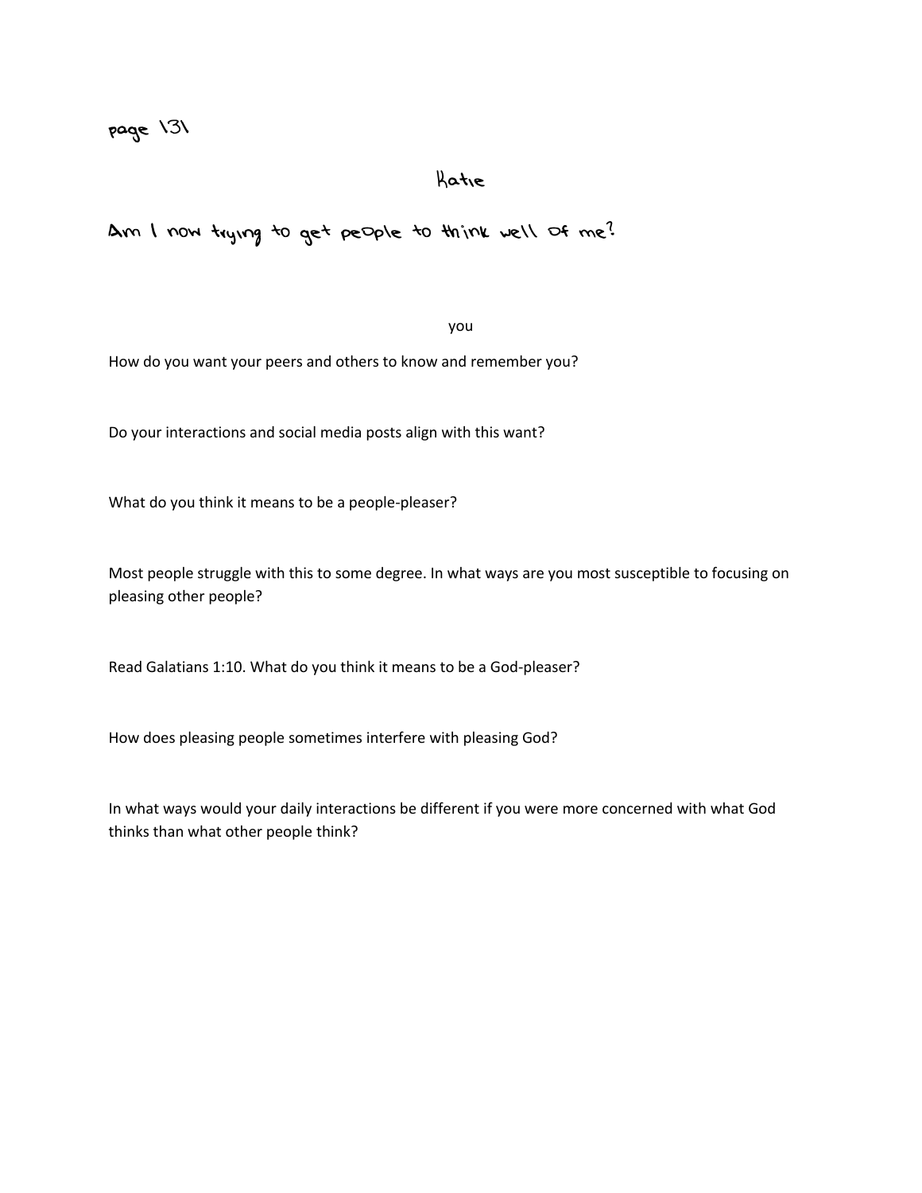page 131

Katie

## Am I now trying to get people to think well of me?

you

How do you want your peers and others to know and remember you?

Do your interactions and social media posts align with this want?

What do you think it means to be a people-pleaser?

Most people struggle with this to some degree. In what ways are you most susceptible to focusing on pleasing other people?

Read Galatians 1:10. What do you think it means to be a God-pleaser?

How does pleasing people sometimes interfere with pleasing God?

In what ways would your daily interactions be different if you were more concerned with what God thinks than what other people think?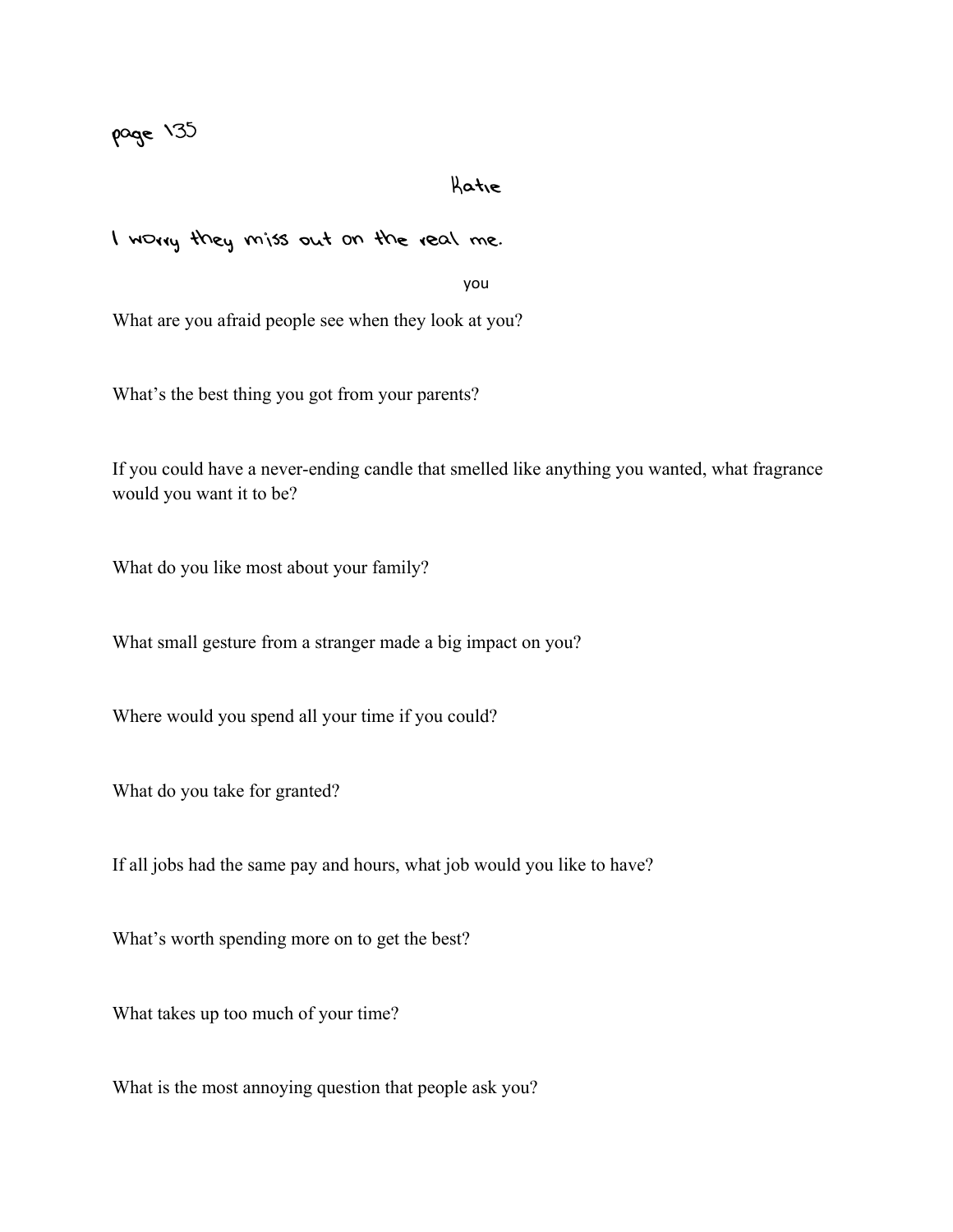page 135

Katie

I worry they miss out on the real me.

you

What are you afraid people see when they look at you?

What's the best thing you got from your parents?

If you could have a never-ending candle that smelled like anything you wanted, what fragrance would you want it to be?

What do you like most about your family?

What small gesture from a stranger made a big impact on you?

Where would you spend all your time if you could?

What do you take for granted?

If all jobs had the same pay and hours, what job would you like to have?

What's worth spending more on to get the best?

What takes up too much of your time?

What is the most annoying question that people ask you?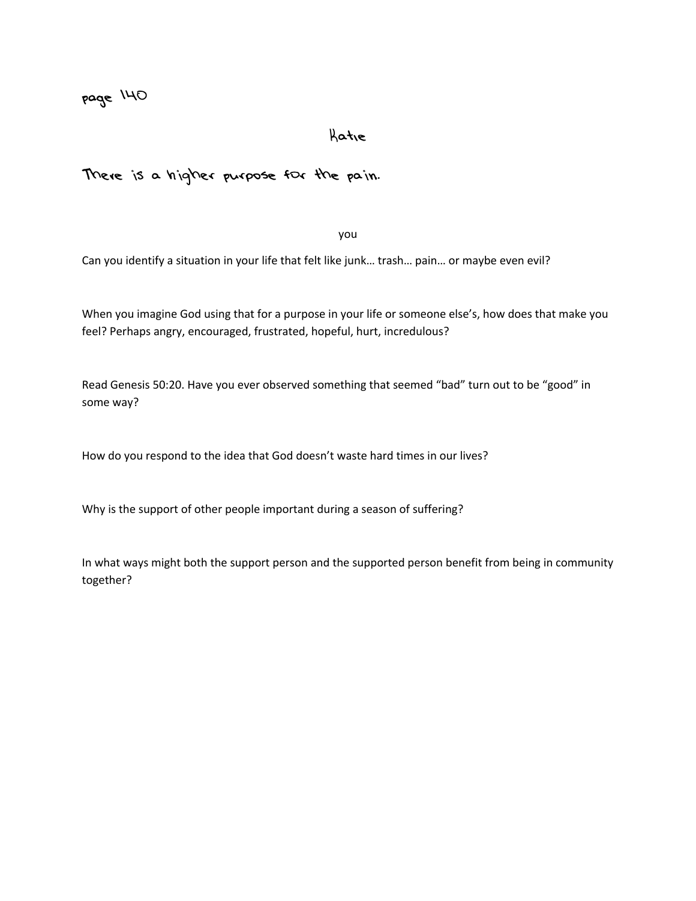page 140

## Katie

### There is a higher purpose for the pain.

you

Can you identify a situation in your life that felt like junk… trash… pain… or maybe even evil?

When you imagine God using that for a purpose in your life or someone else's, how does that make you feel? Perhaps angry, encouraged, frustrated, hopeful, hurt, incredulous?

Read Genesis 50:20. Have you ever observed something that seemed "bad" turn out to be "good" in some way?

How do you respond to the idea that God doesn't waste hard times in our lives?

Why is the support of other people important during a season of suffering?

In what ways might both the support person and the supported person benefit from being in community together?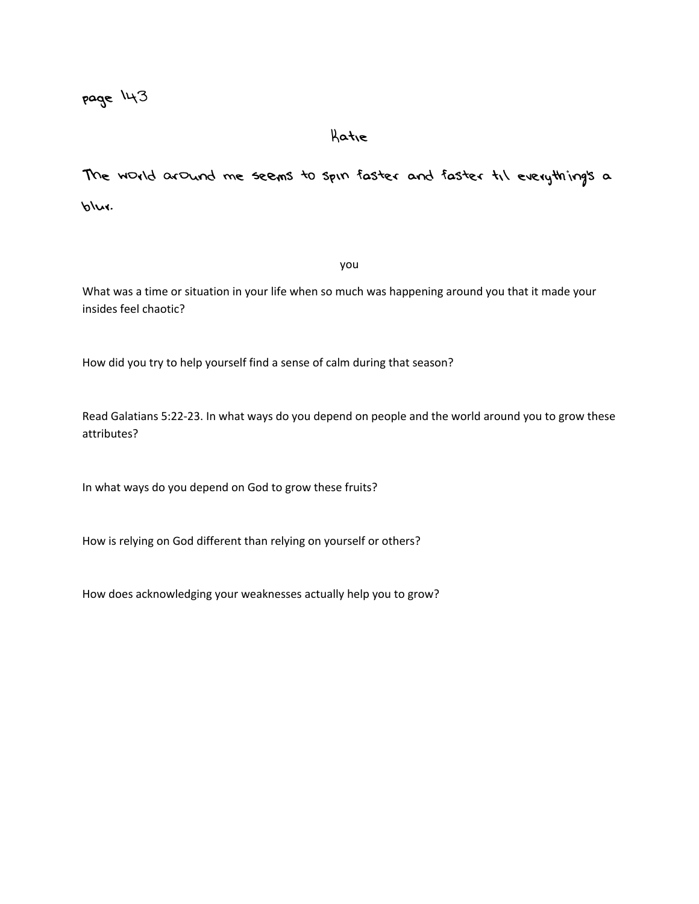page 143

## Katie

**The world around me seems to spin faster and faster til everything's a blur.**

you

What was a time or situation in your life when so much was happening around you that it made your insides feel chaotic?

How did you try to help yourself find a sense of calm during that season?

Read Galatians 5:22-23. In what ways do you depend on people and the world around you to grow these attributes?

In what ways do you depend on God to grow these fruits?

How is relying on God different than relying on yourself or others?

How does acknowledging your weaknesses actually help you to grow?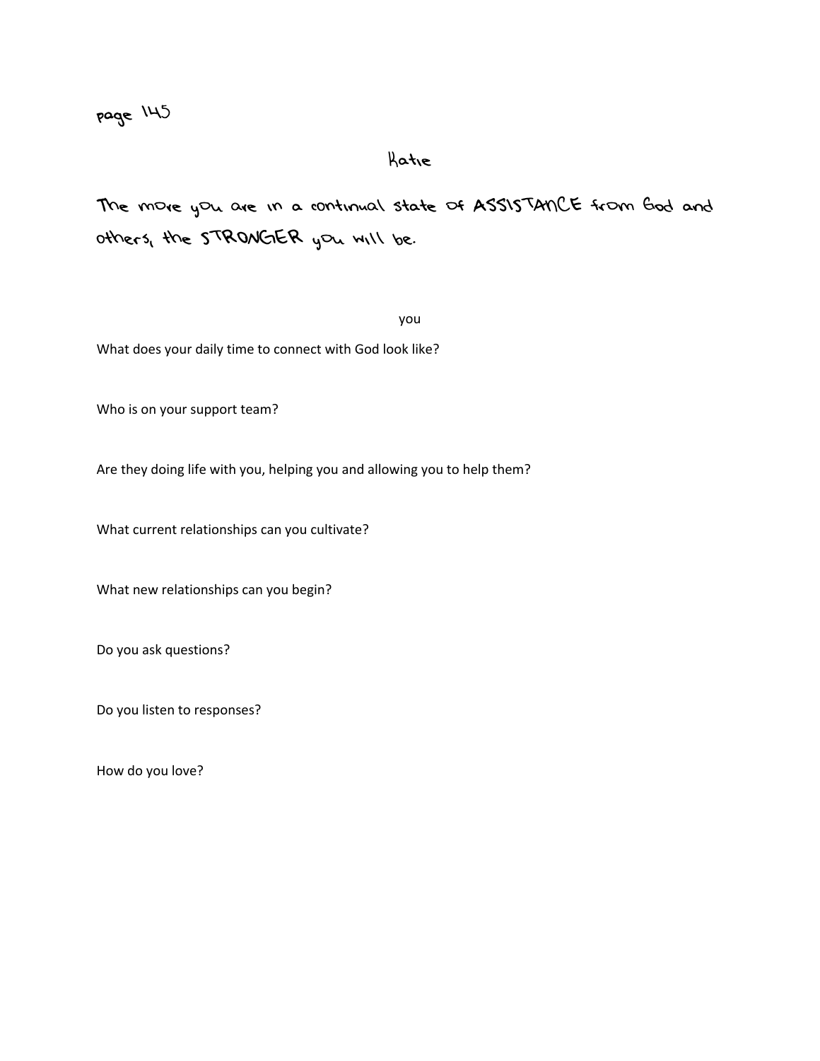page 145

## Katie

**The more you are in a continual state of ASSISTANCE from God and others, the STRONGER you will be.**

you

What does your daily time to connect with God look like?

Who is on your support team?

Are they doing life with you, helping you and allowing you to help them?

What current relationships can you cultivate?

What new relationships can you begin?

Do you ask questions?

Do you listen to responses?

How do you love?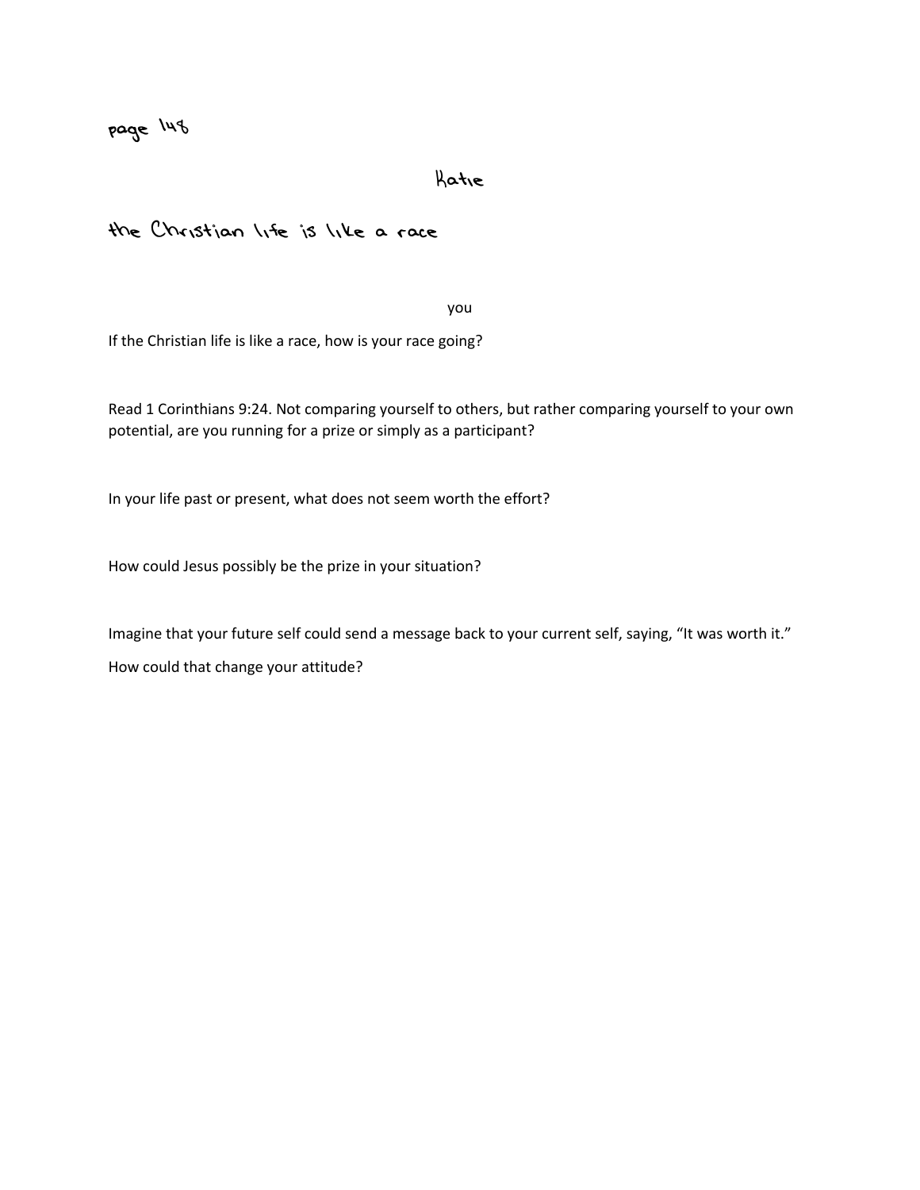page 148

Katie

the Christian life is like a race

you

If the Christian life is like a race, how is your race going?

Read 1 Corinthians 9:24. Not comparing yourself to others, but rather comparing yourself to your own potential, are you running for a prize or simply as a participant?

In your life past or present, what does not seem worth the effort?

How could Jesus possibly be the prize in your situation?

Imagine that your future self could send a message back to your current self, saying, "It was worth it."

How could that change your attitude?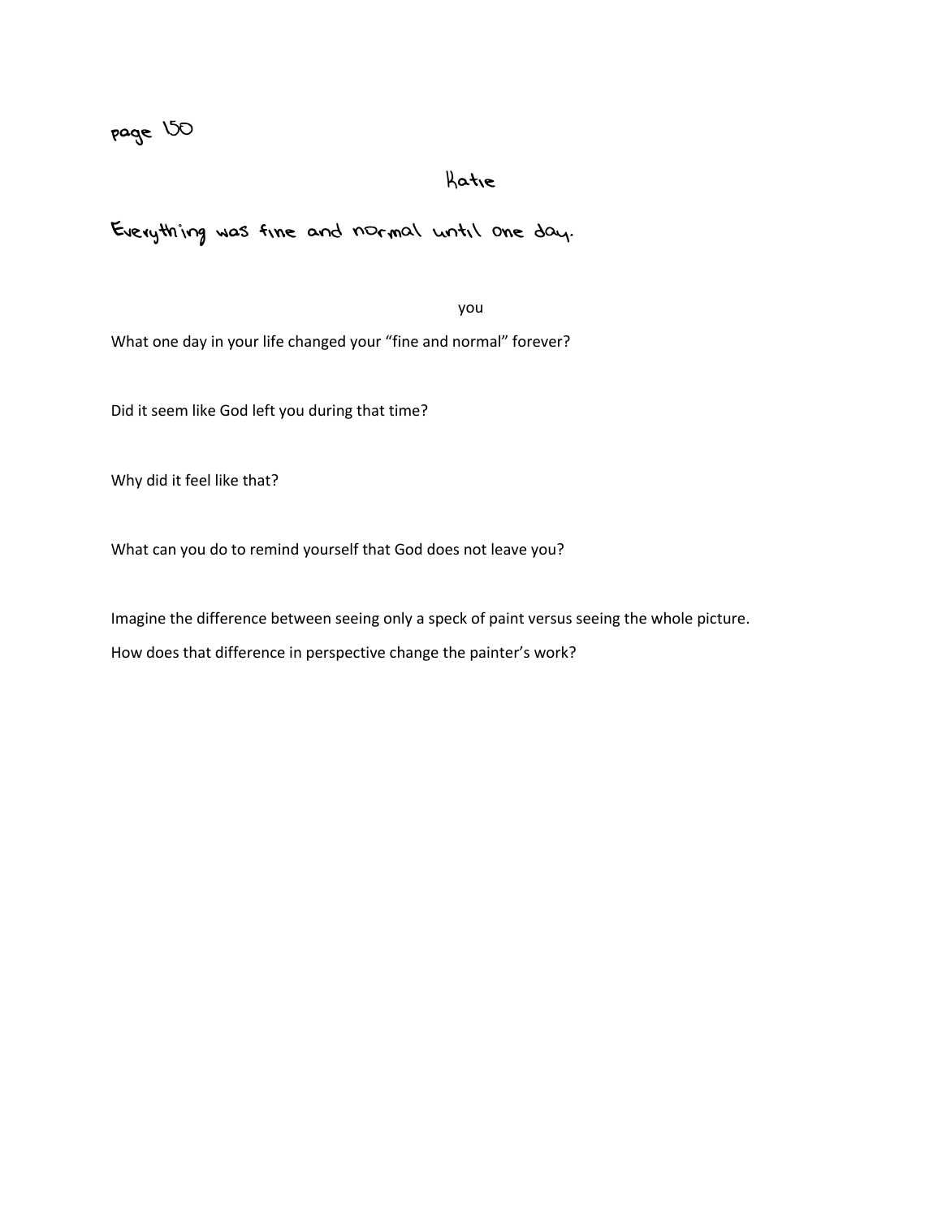page 150

## Katie

Everything was fine and normal until one day.

you

What one day in your life changed your "fine and normal" forever?

Did it seem like God left you during that time?

Why did it feel like that?

What can you do to remind yourself that God does not leave you?

Imagine the difference between seeing only a speck of paint versus seeing the whole picture.

How does that difference in perspective change the painter's work?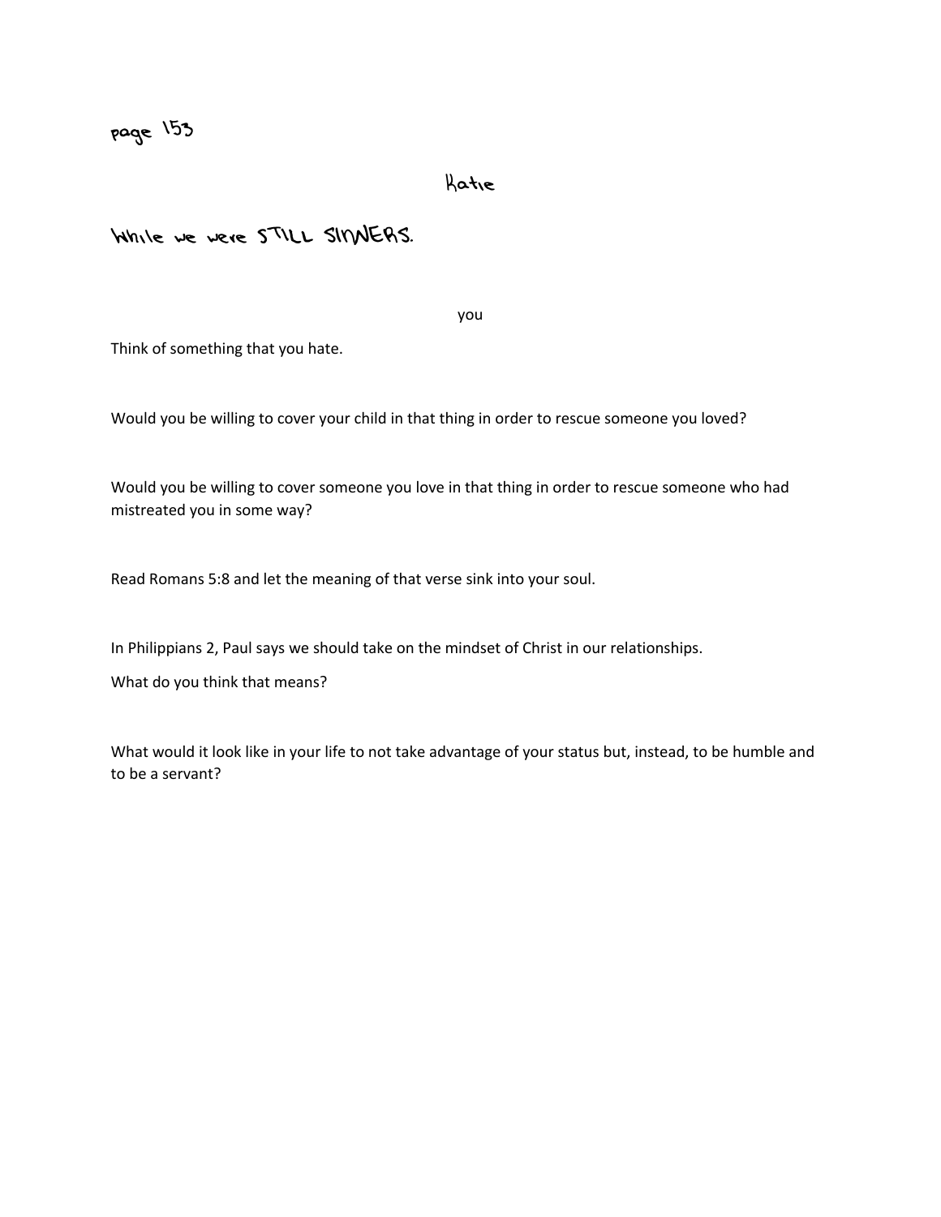page 153

Katie

While we were STILL SINNERS.

you

Think of something that you hate.

Would you be willing to cover your child in that thing in order to rescue someone you loved?

Would you be willing to cover someone you love in that thing in order to rescue someone who had mistreated you in some way?

Read Romans 5:8 and let the meaning of that verse sink into your soul.

In Philippians 2, Paul says we should take on the mindset of Christ in our relationships.

What do you think that means?

What would it look like in your life to not take advantage of your status but, instead, to be humble and to be a servant?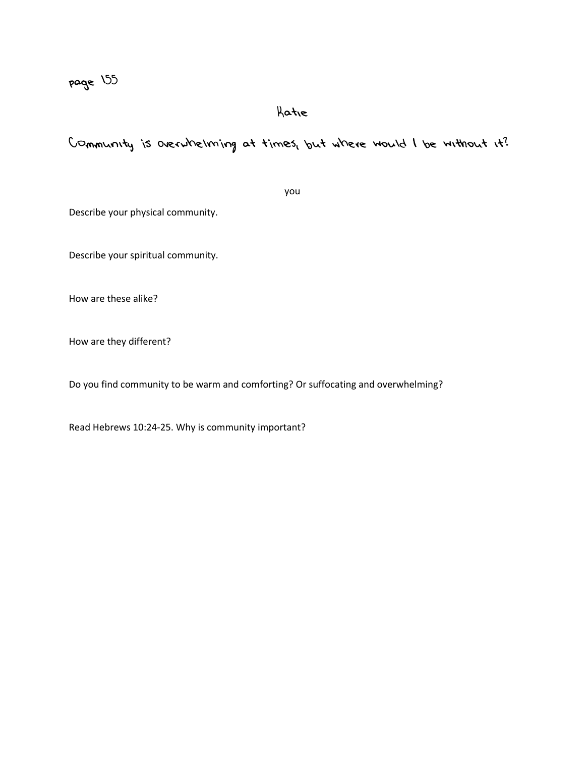page 155

## Katie

### Community is overwhelming at times, but where would I be without it?

you

Describe your physical community.

Describe your spiritual community.

How are these alike?

How are they different?

Do you find community to be warm and comforting? Or suffocating and overwhelming?

Read Hebrews 10:24-25. Why is community important?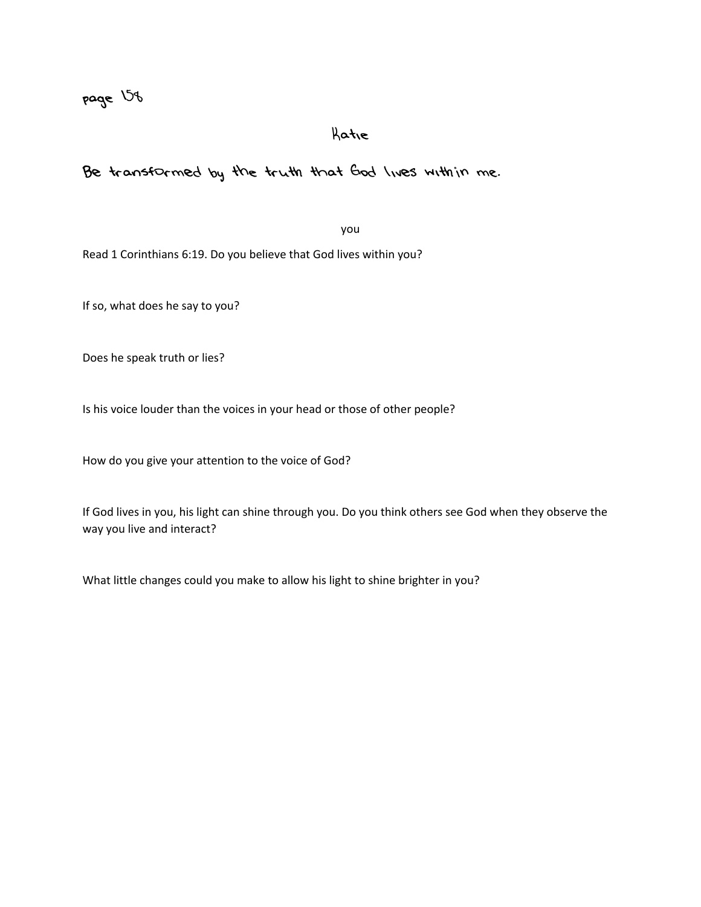page 158

Katie

Be transformed by the truth that God lives within me.

you

Read 1 Corinthians 6:19. Do you believe that God lives within you?

If so, what does he say to you?

Does he speak truth or lies?

Is his voice louder than the voices in your head or those of other people?

How do you give your attention to the voice of God?

If God lives in you, his light can shine through you. Do you think others see God when they observe the way you live and interact?

What little changes could you make to allow his light to shine brighter in you?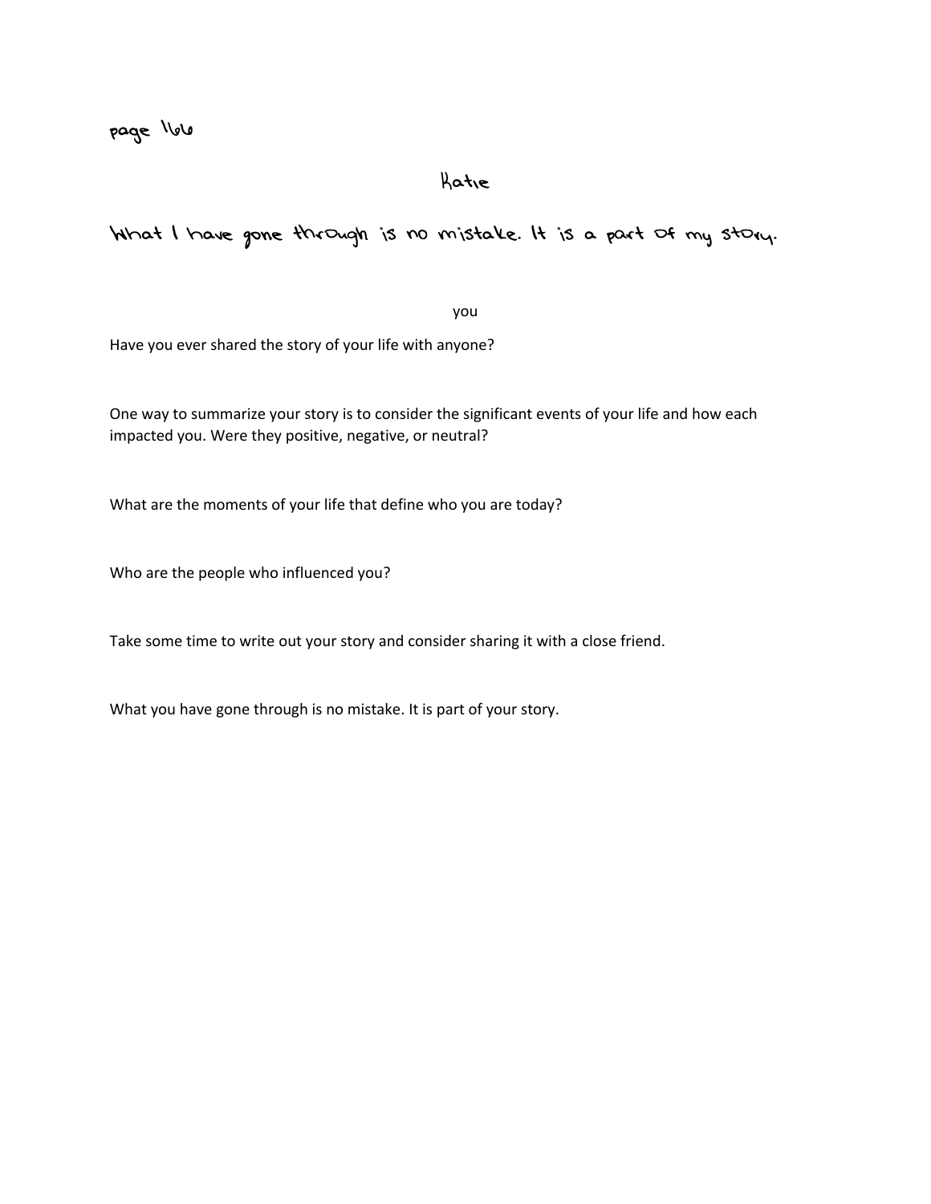page 166

## Katie

What I have gone through is no mistake. It is a part of my story.

### you

Have you ever shared the story of your life with anyone?

One way to summarize your story is to consider the significant events of your life and how each impacted you. Were they positive, negative, or neutral?

What are the moments of your life that define who you are today?

Who are the people who influenced you?

Take some time to write out your story and consider sharing it with a close friend.

What you have gone through is no mistake. It is part of your story.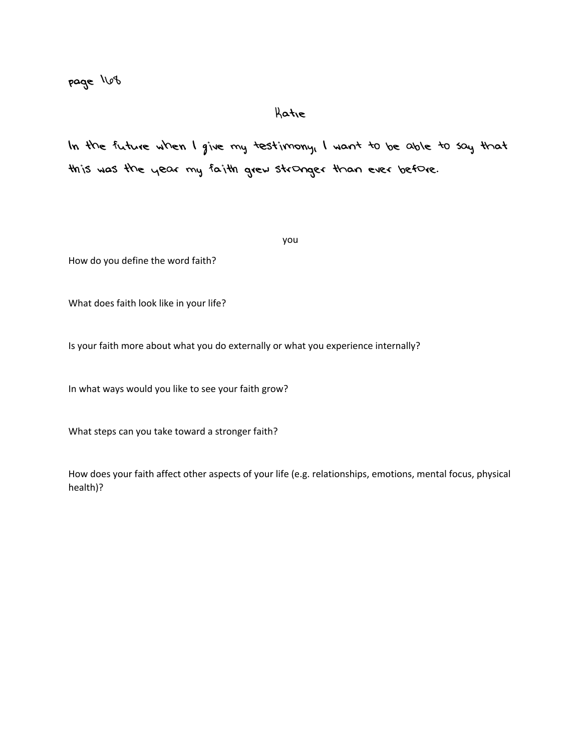page 168

## Katie

In the future when I give my testimony, I want to be able to say that this was the year my faith grew stronger than ever before.

you

How do you define the word faith?

What does faith look like in your life?

Is your faith more about what you do externally or what you experience internally?

In what ways would you like to see your faith grow?

What steps can you take toward a stronger faith?

How does your faith affect other aspects of your life (e.g. relationships, emotions, mental focus, physical health)?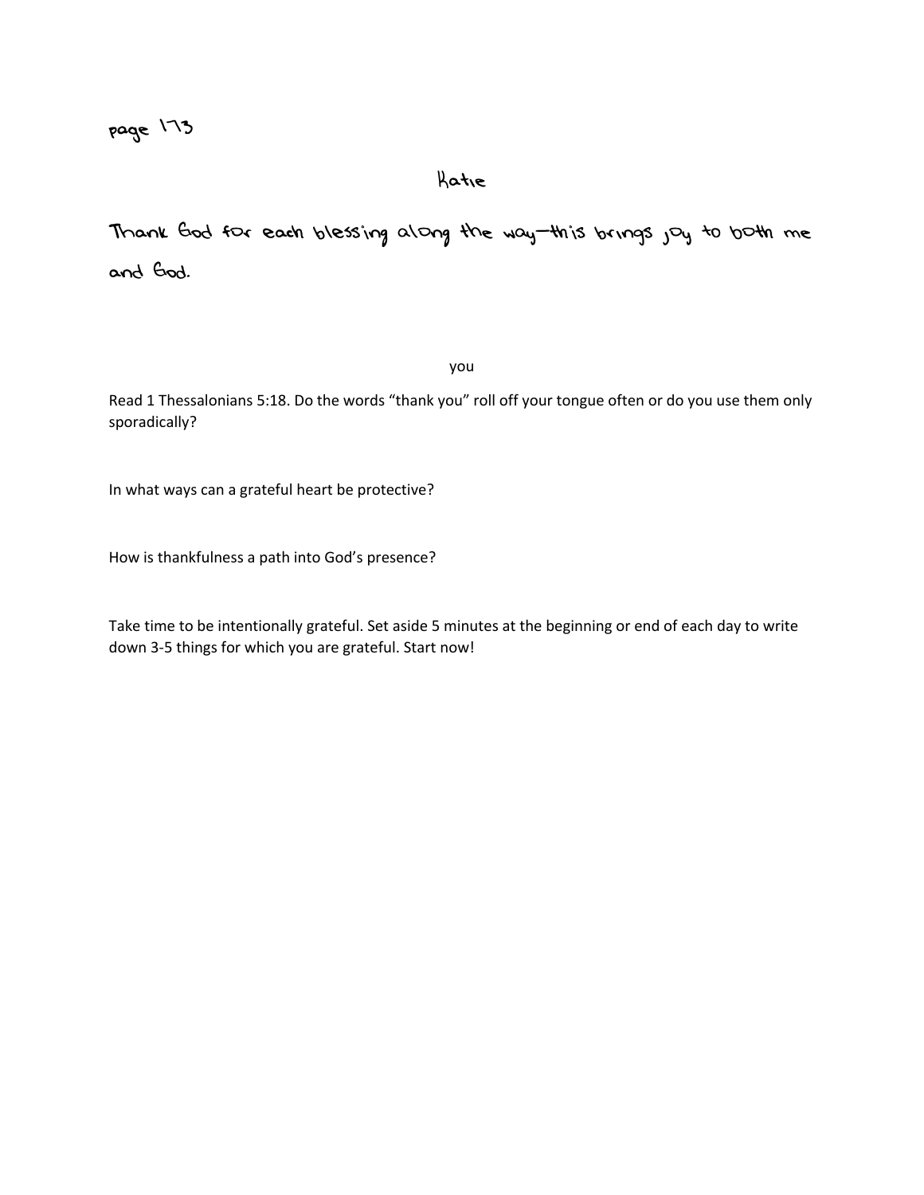page 173

Katie

Thank God for each blessing along the way—this brings joy to both me and God.

you

Read 1 Thessalonians 5:18. Do the words "thank you" roll off your tongue often or do you use them only sporadically?

In what ways can a grateful heart be protective?

How is thankfulness a path into God's presence?

Take time to be intentionally grateful. Set aside 5 minutes at the beginning or end of each day to write down 3-5 things for which you are grateful. Start now!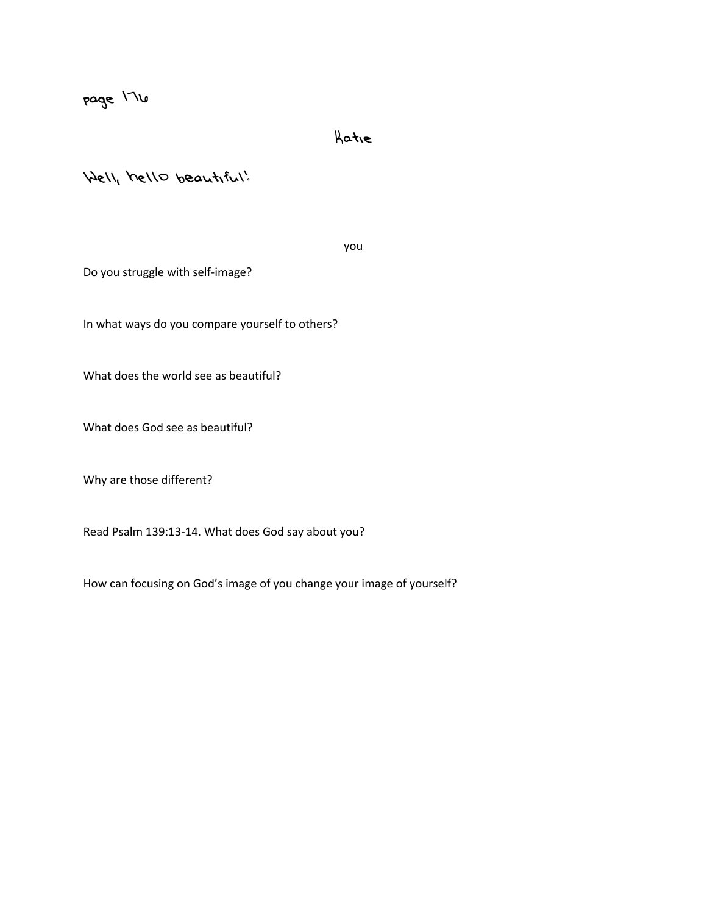page 176

Katie

Well, hello beautiful!

you

Do you struggle with self-image?

In what ways do you compare yourself to others?

What does the world see as beautiful?

What does God see as beautiful?

Why are those different?

Read Psalm 139:13-14. What does God say about you?

How can focusing on God's image of you change your image of yourself?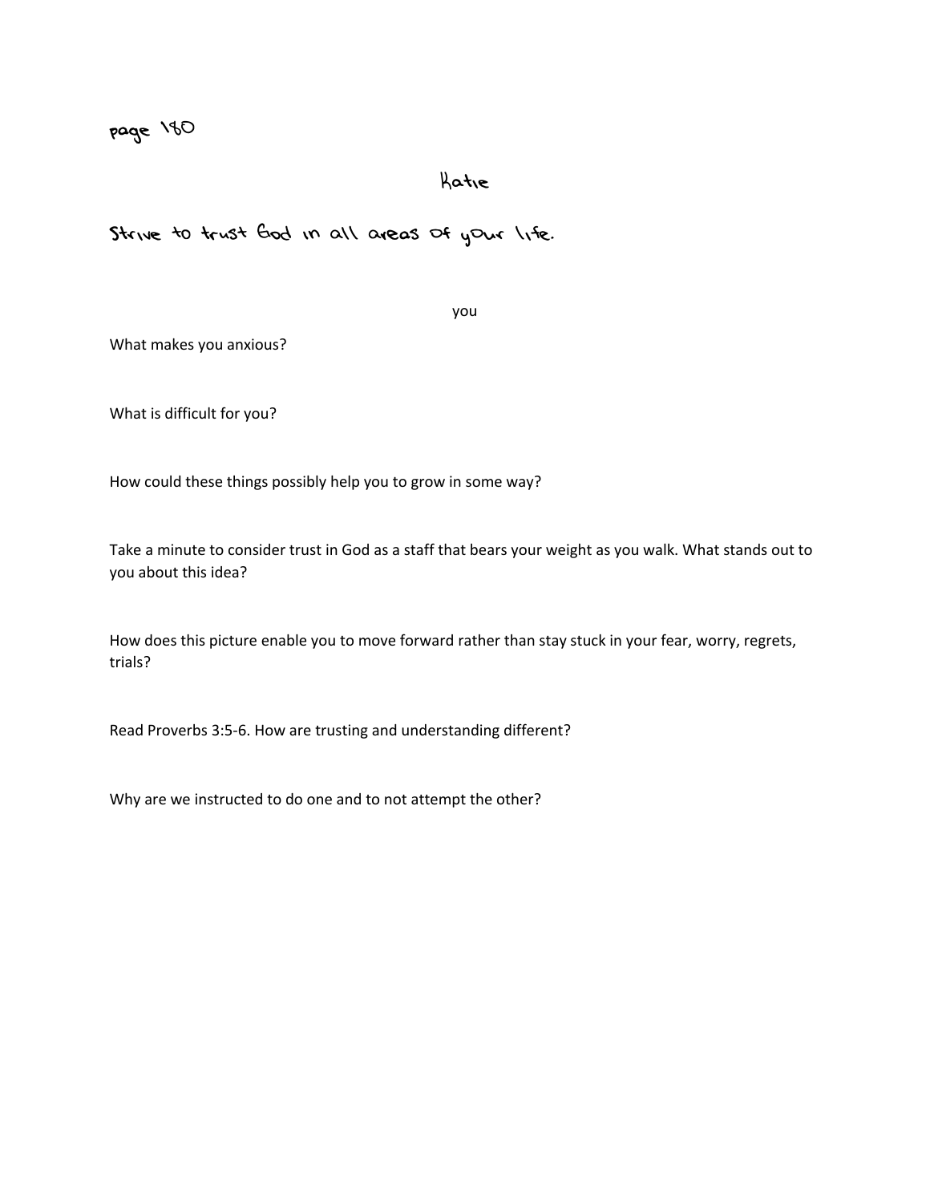page 180

Katie

Strive to trust God in all areas of your life.

you

What makes you anxious?

What is difficult for you?

How could these things possibly help you to grow in some way?

Take a minute to consider trust in God as a staff that bears your weight as you walk. What stands out to you about this idea?

How does this picture enable you to move forward rather than stay stuck in your fear, worry, regrets, trials?

Read Proverbs 3:5-6. How are trusting and understanding different?

Why are we instructed to do one and to not attempt the other?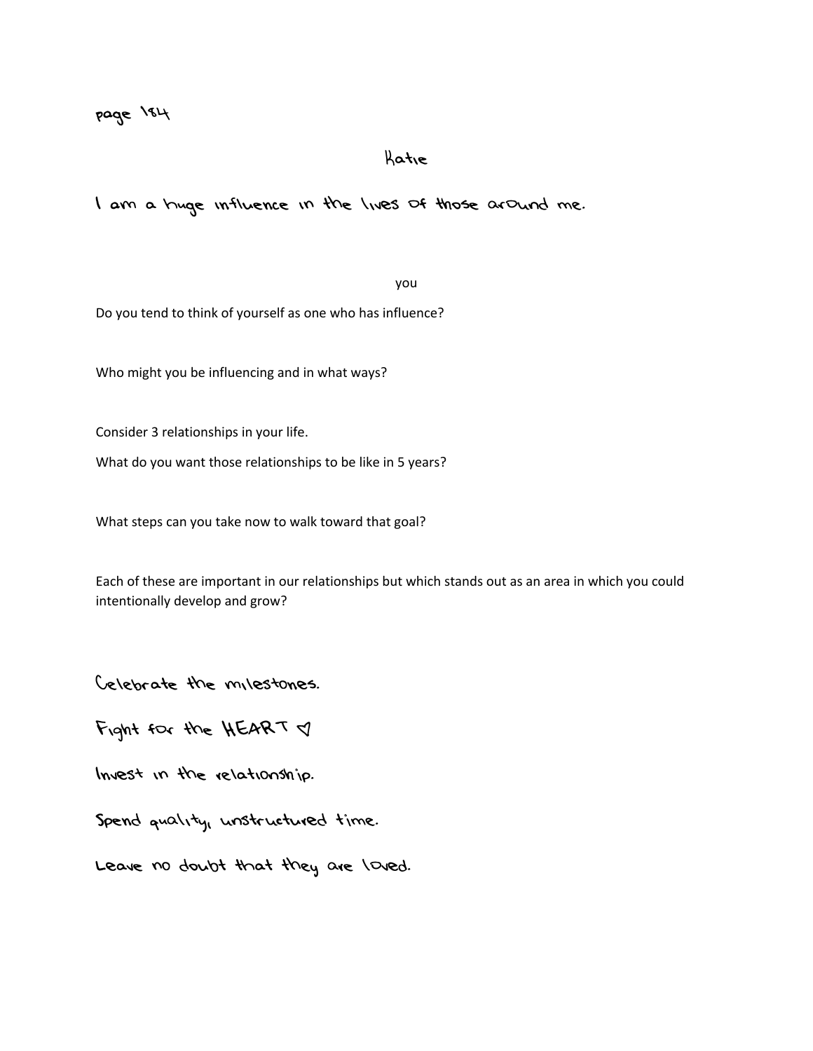page 184

## Katie

I am a huge influence in the lives of those around me.

you

Do you tend to think of yourself as one who has influence?

Who might you be influencing and in what ways?

Consider 3 relationships in your life.

What do you want those relationships to be like in 5 years?

What steps can you take now to walk toward that goal?

Each of these are important in our relationships but which stands out as an area in which you could intentionally develop and grow?

Celebrate the milestones.

Fight for the HEART ♡

Invest in the relationship.

Spend quality, unstructured time.

Leave no doubt that they are loved.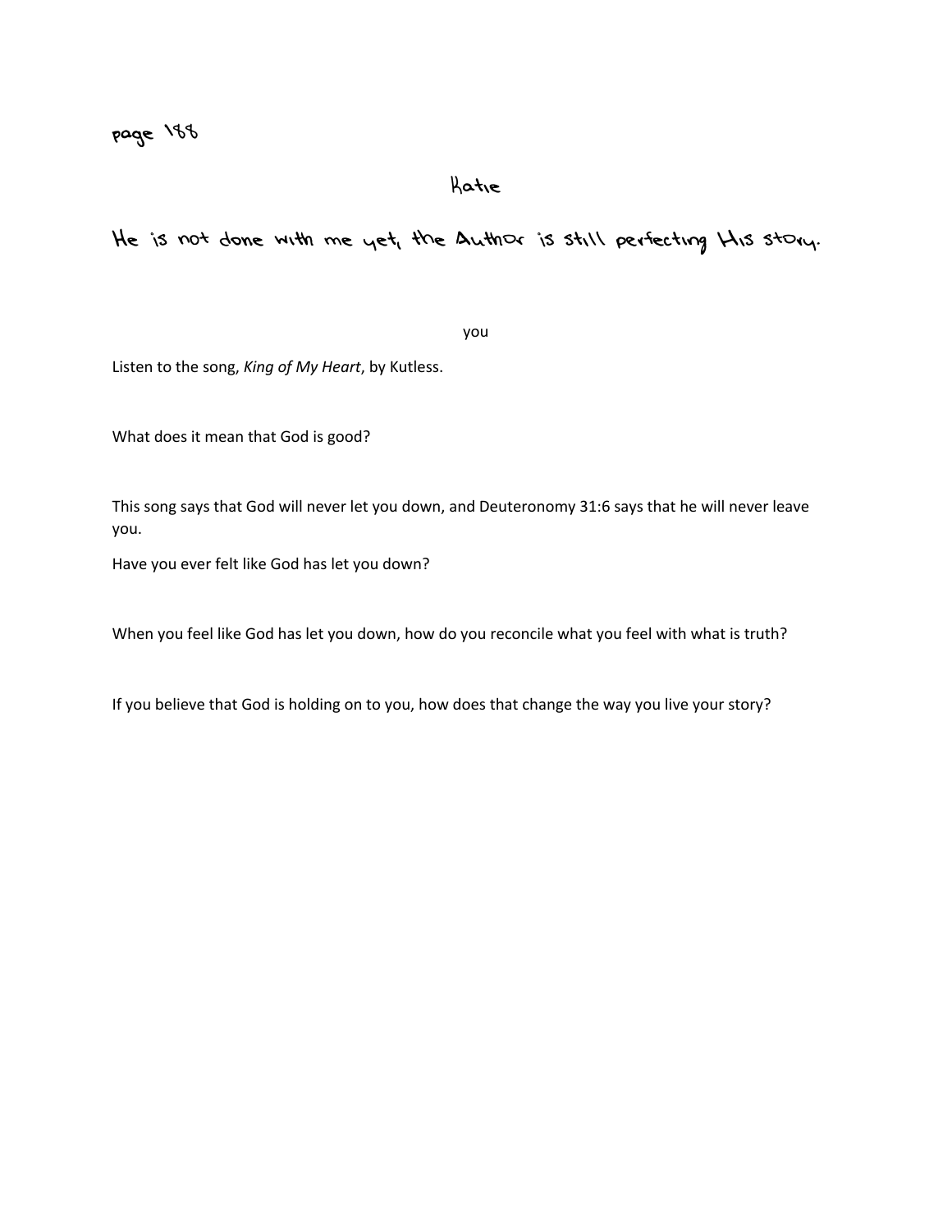page 188

# Katie

## He is not done with me yet, the Author is still perfecting His story.

you

Listen to the song, *King of My Heart*, by Kutless.

What does it mean that God is good?

This song says that God will never let you down, and Deuteronomy 31:6 says that he will never leave you.

Have you ever felt like God has let you down?

When you feel like God has let you down, how do you reconcile what you feel with what is truth?

If you believe that God is holding on to you, how does that change the way you live your story?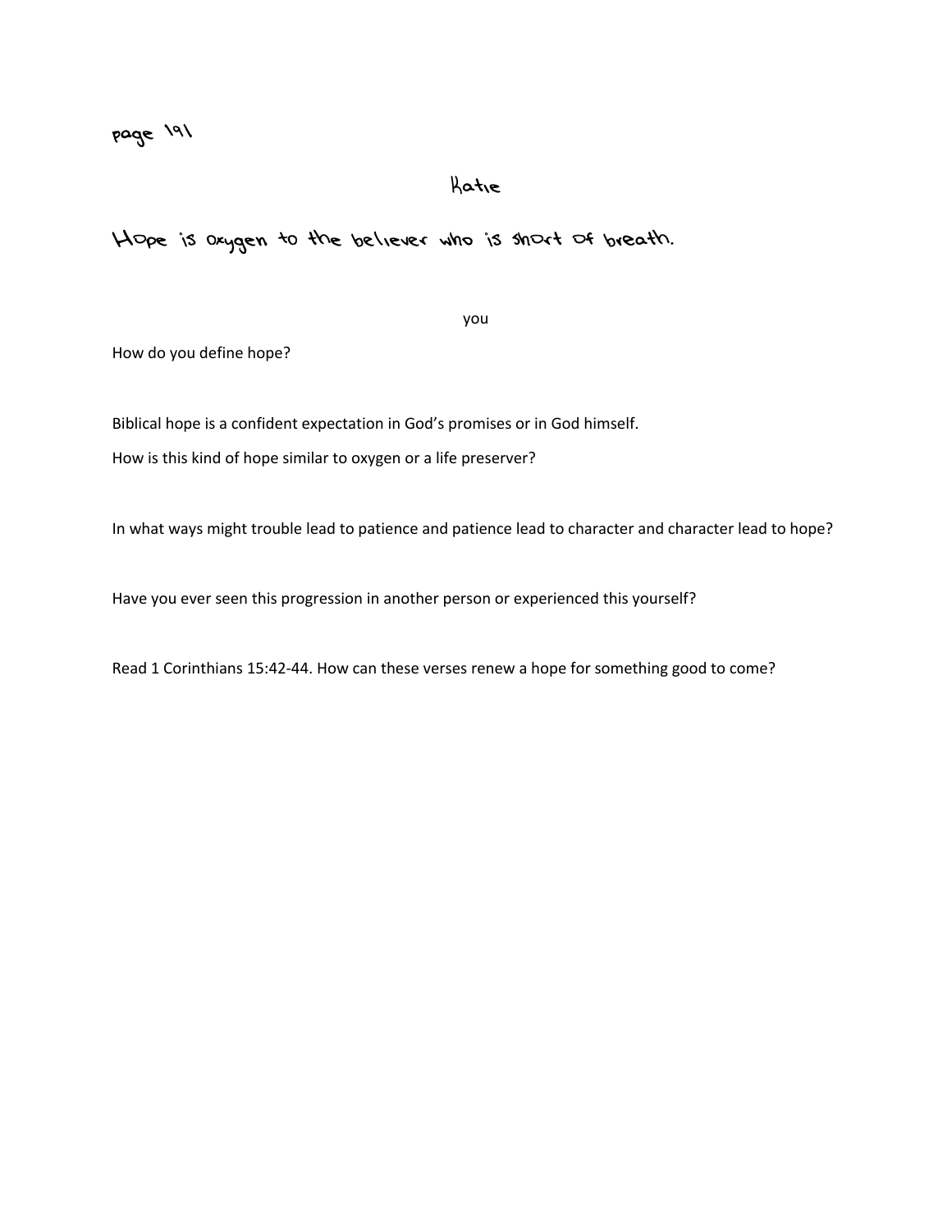page 191

Katie

Hope is oxygen to the believer who is short of breath.

you

How do you define hope?

Biblical hope is a confident expectation in God's promises or in God himself.

How is this kind of hope similar to oxygen or a life preserver?

In what ways might trouble lead to patience and patience lead to character and character lead to hope?

Have you ever seen this progression in another person or experienced this yourself?

Read 1 Corinthians 15:42-44. How can these verses renew a hope for something good to come?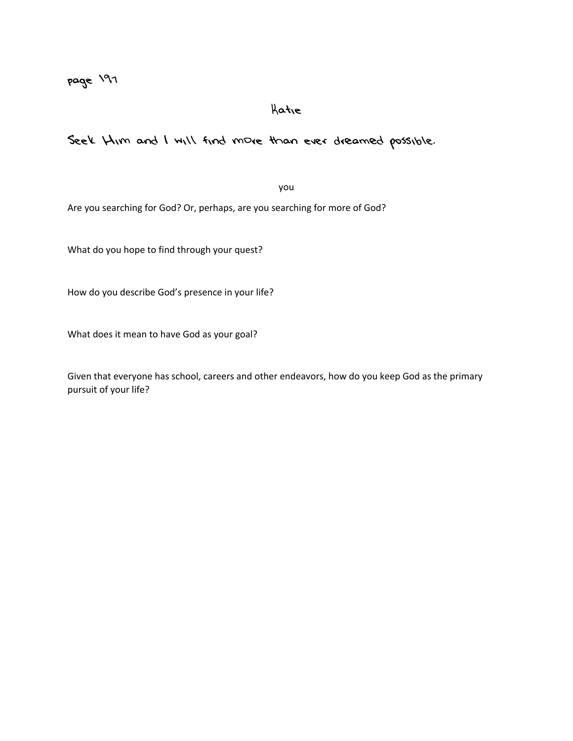page 197

## Katie

### Seek Him and I will find more than ever dreamed possible.

you

Are you searching for God? Or, perhaps, are you searching for more of God?

What do you hope to find through your quest?

How do you describe God's presence in your life?

What does it mean to have God as your goal?

Given that everyone has school, careers and other endeavors, how do you keep God as the primary pursuit of your life?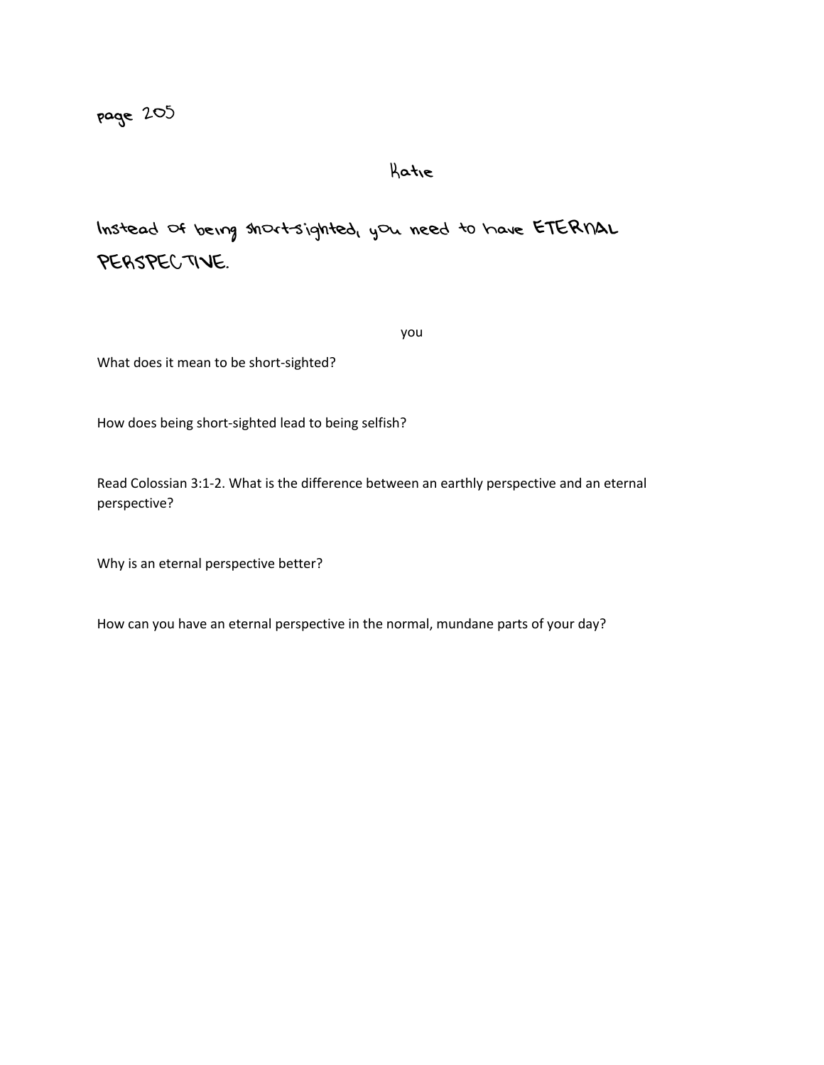page 205

Katie

Instead of being short-sighted, you need to have ETERNAL PERSPECTIVE.

you

What does it mean to be short-sighted?

How does being short-sighted lead to being selfish?

Read Colossian 3:1-2. What is the difference between an earthly perspective and an eternal perspective?

Why is an eternal perspective better?

How can you have an eternal perspective in the normal, mundane parts of your day?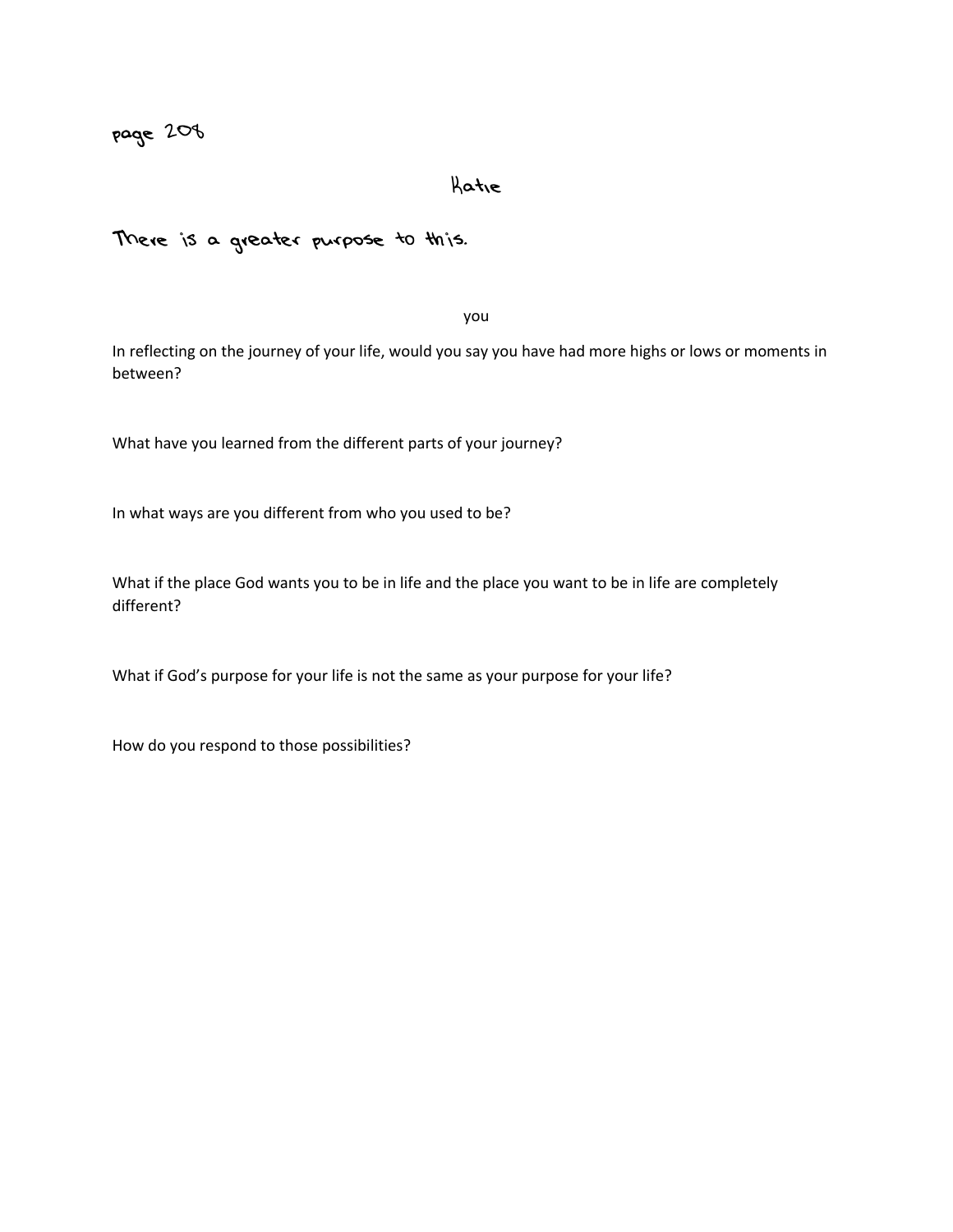page 208

Katie

There is a greater purpose to this.

you

In reflecting on the journey of your life, would you say you have had more highs or lows or moments in between?

What have you learned from the different parts of your journey?

In what ways are you different from who you used to be?

What if the place God wants you to be in life and the place you want to be in life are completely different?

What if God's purpose for your life is not the same as your purpose for your life?

How do you respond to those possibilities?